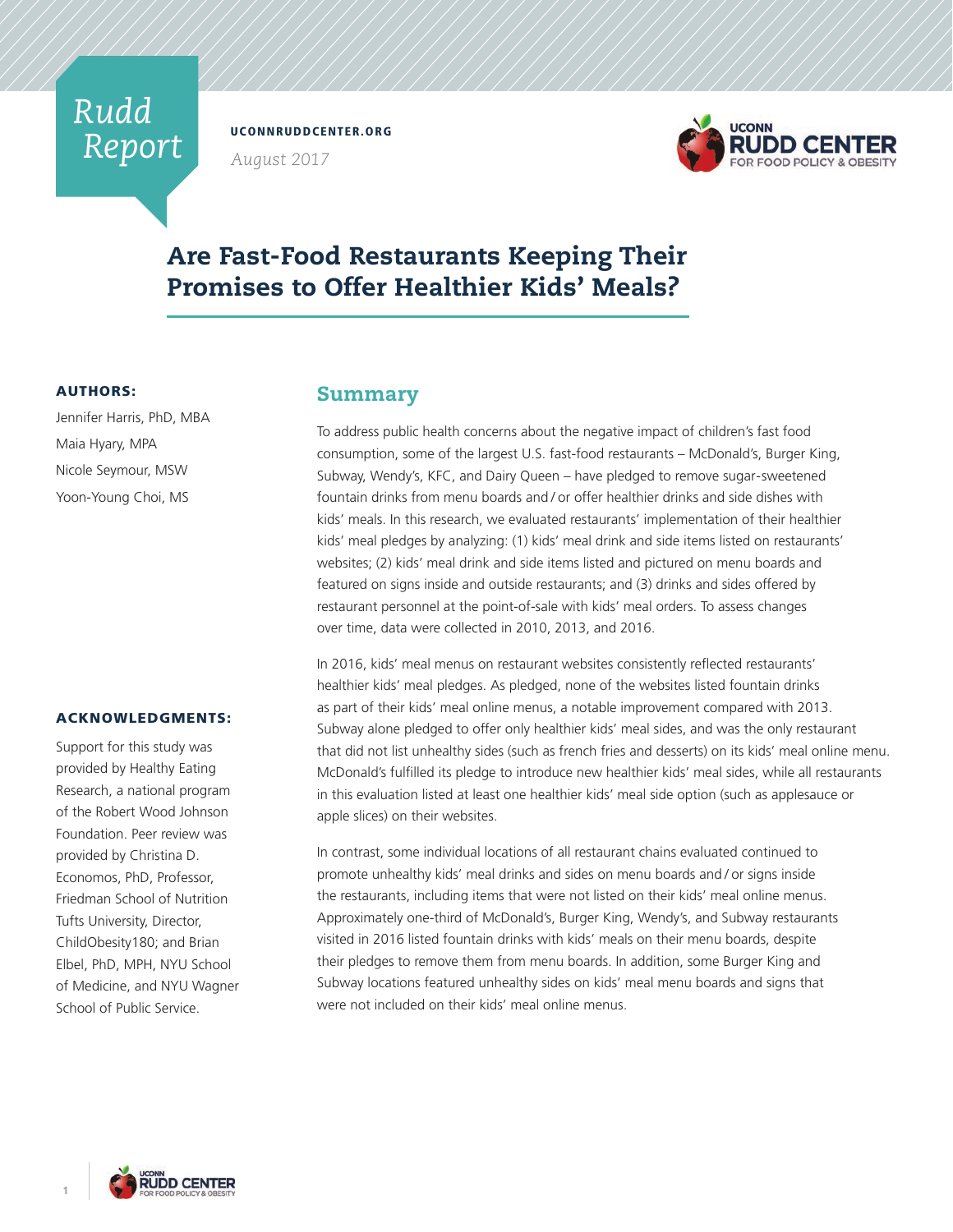Rudd Report

UCONNRUDDCENTER.ORG

*August 2017*

# Are Fast-Food Restaurants Keeping Their Promises to Offer Healthier Kids' Meals?

**AUTHORS:**

Jennifer Harris, PhD, MBA

Maia Hyary, MPA

Nicole Seymour, MSW

Yoon-Young Choi, MS

**ACKNOWLEDGMENTS:**

Support for this study was provided by Healthy Eating Research, a national program of the Robert Wood Johnson Foundation. Peer review was provided by Christina D. Economos, PhD, Professor, Friedman School of Nutrition Tufts University, Director, ChildObesity180; and Brian Elbel, PhD, MPH, NYU School of Medicine, and NYU Wagner School of Public Service.

## Summary

To address public health concerns about the negative impact of children's fast food consumption, some of the largest U.S. fast-food restaurants – McDonald's, Burger King, Subway, Wendy's, KFC, and Dairy Queen – have pledged to remove sugar-sweetened fountain drinks from menu boards and / or offer healthier drinks and side dishes with kids' meals. In this research, we evaluated restaurants' implementation of their healthier kids' meal pledges by analyzing: (1) kids' meal drink and side items listed on restaurants' websites; (2) kids' meal drink and side items listed and pictured on menu boards and featured on signs inside and outside restaurants; and (3) drinks and sides offered by restaurant personnel at the point-of-sale with kids' meal orders. To assess changes over time, data were collected in 2010, 2013, and 2016.

In 2016, kids' meal menus on restaurant websites consistently reflected restaurants' healthier kids' meal pledges. As pledged, none of the websites listed fountain drinks as part of their kids' meal online menus, a notable improvement compared with 2013. Subway alone pledged to offer only healthier kids' meal sides, and was the only restaurant that did not list unhealthy sides (such as french fries and desserts) on its kids' meal online menu. McDonald's fulfilled its pledge to introduce new healthier kids' meal sides, while all restaurants in this evaluation listed at least one healthier kids' meal side option (such as applesauce or apple slices) on their websites.

In contrast, some individual locations of all restaurant chains evaluated continued to promote unhealthy kids' meal drinks and sides on menu boards and / or signs inside the restaurants, including items that were not listed on their kids' meal online menus. Approximately one-third of McDonald's, Burger King, Wendy's, and Subway restaurants visited in 2016 listed fountain drinks with kids' meals on their menu boards, despite their pledges to remove them from menu boards. In addition, some Burger King and Subway locations featured unhealthy sides on kids' meal menu boards and signs that were not included on their kids' meal online menus.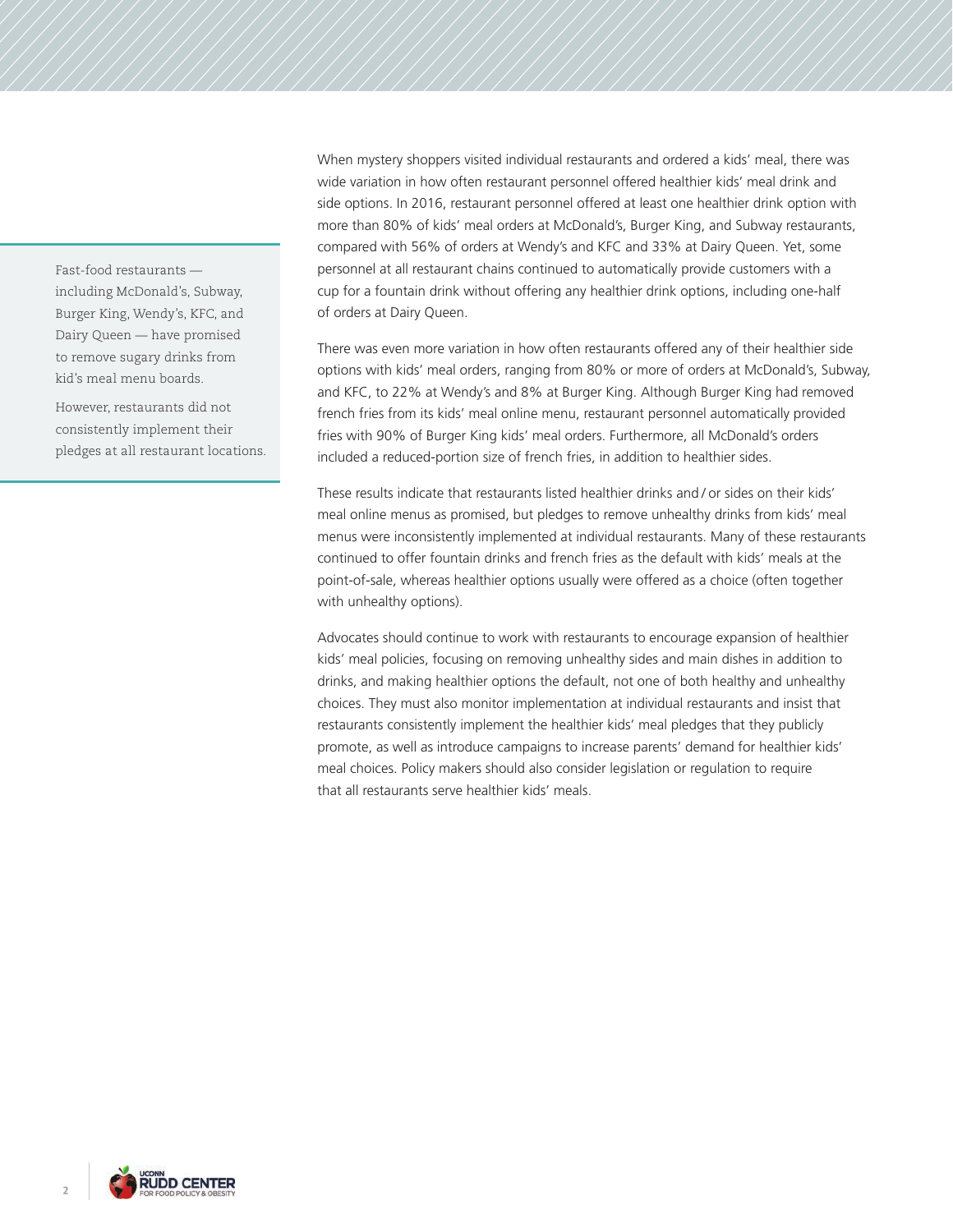Fast-food restaurants — including McDonald's, Subway, Burger King, Wendy's, KFC, and Dairy Queen — have promised to remove sugary drinks from kid's meal menu boards.

However, restaurants did not consistently implement their pledges at all restaurant locations.

When mystery shoppers visited individual restaurants and ordered a kids' meal, there was wide variation in how often restaurant personnel offered healthier kids' meal drink and side options. In 2016, restaurant personnel offered at least one healthier drink option with more than 80% of kids' meal orders at McDonald's, Burger King, and Subway restaurants, compared with 56% of orders at Wendy's and KFC and 33% at Dairy Queen. Yet, some personnel at all restaurant chains continued to automatically provide customers with a cup for a fountain drink without offering any healthier drink options, including one-half of orders at Dairy Queen.

There was even more variation in how often restaurants offered any of their healthier side options with kids' meal orders, ranging from 80% or more of orders at McDonald's, Subway, and KFC, to 22% at Wendy's and 8% at Burger King. Although Burger King had removed french fries from its kids' meal online menu, restaurant personnel automatically provided fries with 90% of Burger King kids' meal orders. Furthermore, all McDonald's orders included a reduced-portion size of french fries, in addition to healthier sides.

These results indicate that restaurants listed healthier drinks and / or sides on their kids' meal online menus as promised, but pledges to remove unhealthy drinks from kids' meal menus were inconsistently implemented at individual restaurants. Many of these restaurants continued to offer fountain drinks and french fries as the default with kids' meals at the point-of-sale, whereas healthier options usually were offered as a choice (often together with unhealthy options).

Advocates should continue to work with restaurants to encourage expansion of healthier kids' meal policies, focusing on removing unhealthy sides and main dishes in addition to drinks, and making healthier options the default, not one of both healthy and unhealthy choices. They must also monitor implementation at individual restaurants and insist that restaurants consistently implement the healthier kids' meal pledges that they publicly promote, as well as introduce campaigns to increase parents' demand for healthier kids' meal choices. Policy makers should also consider legislation or regulation to require that all restaurants serve healthier kids' meals.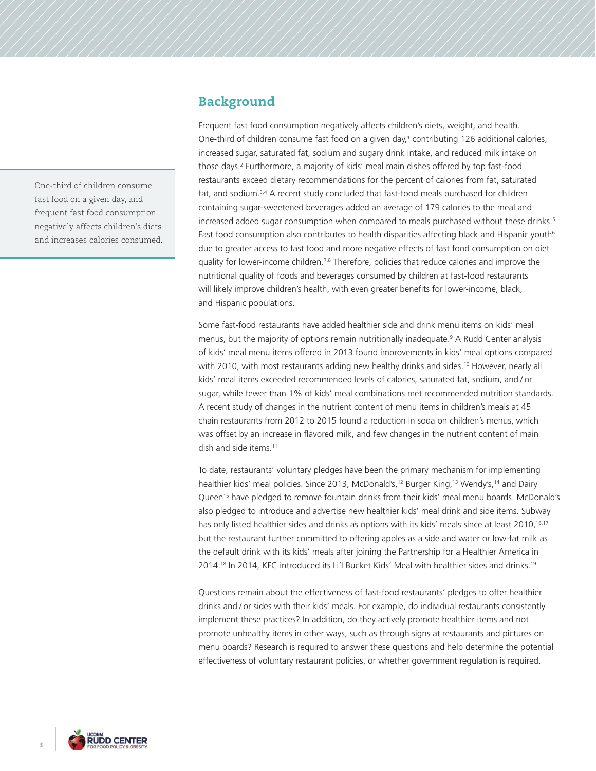## Background

> One-third of children consume fast food on a given day, and frequent fast food consumption negatively affects children's diets and increases calories consumed.

Frequent fast food consumption negatively affects children's diets, weight, and health. One-third of children consume fast food on a given day,[1] contributing 126 additional calories, increased sugar, saturated fat, sodium and sugary drink intake, and reduced milk intake on those days.[2] Furthermore, a majority of kids' meal main dishes offered by top fast-food restaurants exceed dietary recommendations for the percent of calories from fat, saturated fat, and sodium.[3,4] A recent study concluded that fast-food meals purchased for children containing sugar-sweetened beverages added an average of 179 calories to the meal and increased added sugar consumption when compared to meals purchased without these drinks.[5] Fast food consumption also contributes to health disparities affecting black and Hispanic youth[6] due to greater access to fast food and more negative effects of fast food consumption on diet quality for lower-income children.[7,8] Therefore, policies that reduce calories and improve the nutritional quality of foods and beverages consumed by children at fast-food restaurants will likely improve children's health, with even greater benefits for lower-income, black, and Hispanic populations.

Some fast-food restaurants have added healthier side and drink menu items on kids' meal menus, but the majority of options remain nutritionally inadequate.[9] A Rudd Center analysis of kids' meal menu items offered in 2013 found improvements in kids' meal options compared with 2010, with most restaurants adding new healthy drinks and sides.[10] However, nearly all kids' meal items exceeded recommended levels of calories, saturated fat, sodium, and / or sugar, while fewer than 1% of kids' meal combinations met recommended nutrition standards. A recent study of changes in the nutrient content of menu items in children's meals at 45 chain restaurants from 2012 to 2015 found a reduction in soda on children's menus, which was offset by an increase in flavored milk, and few changes in the nutrient content of main dish and side items.[11]

To date, restaurants' voluntary pledges have been the primary mechanism for implementing healthier kids' meal policies. Since 2013, McDonald's,[12] Burger King,[13] Wendy's,[14] and Dairy Queen[15] have pledged to remove fountain drinks from their kids' meal menu boards. McDonald's also pledged to introduce and advertise new healthier kids' meal drink and side items. Subway has only listed healthier sides and drinks as options with its kids' meals since at least 2010,[16,17] but the restaurant further committed to offering apples as a side and water or low-fat milk as the default drink with its kids' meals after joining the Partnership for a Healthier America in 2014.[18] In 2014, KFC introduced its Li'l Bucket Kids' Meal with healthier sides and drinks.[19]

Questions remain about the effectiveness of fast-food restaurants' pledges to offer healthier drinks and / or sides with their kids' meals. For example, do individual restaurants consistently implement these practices? In addition, do they actively promote healthier items and not promote unhealthy items in other ways, such as through signs at restaurants and pictures on menu boards? Research is required to answer these questions and help determine the potential effectiveness of voluntary restaurant policies, or whether government regulation is required.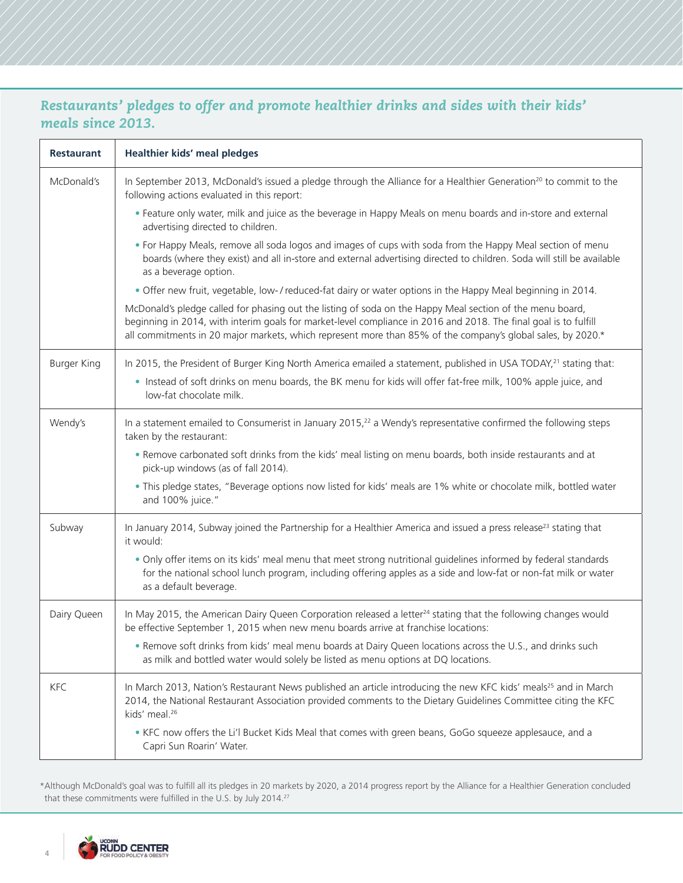## Restaurants' pledges to offer and promote healthier drinks and sides with their kids' meals since 2013.

| Restaurant | Healthier kids' meal pledges |
|---|---|
| McDonald's | In September 2013, McDonald's issued a pledge through the Alliance for a Healthier Generation[20] to commit to the following actions evaluated in this report:<br>• Feature only water, milk and juice as the beverage in Happy Meals on menu boards and in-store and external advertising directed to children.<br>• For Happy Meals, remove all soda logos and images of cups with soda from the Happy Meal section of menu boards (where they exist) and all in-store and external advertising directed to children. Soda will still be available as a beverage option.<br>• Offer new fruit, vegetable, low- / reduced-fat dairy or water options in the Happy Meal beginning in 2014.<br>McDonald's pledge called for phasing out the listing of soda on the Happy Meal section of the menu board, beginning in 2014, with interim goals for market-level compliance in 2016 and 2018. The final goal is to fulfill all commitments in 20 major markets, which represent more than 85% of the company's global sales, by 2020.* |
| Burger King | In 2015, the President of Burger King North America emailed a statement, published in USA TODAY,[21] stating that:<br>• Instead of soft drinks on menu boards, the BK menu for kids will offer fat-free milk, 100% apple juice, and low-fat chocolate milk. |
| Wendy's | In a statement emailed to Consumerist in January 2015,[22] a Wendy's representative confirmed the following steps taken by the restaurant:<br>• Remove carbonated soft drinks from the kids' meal listing on menu boards, both inside restaurants and at pick-up windows (as of fall 2014).<br>• This pledge states, "Beverage options now listed for kids' meals are 1% white or chocolate milk, bottled water and 100% juice." |
| Subway | In January 2014, Subway joined the Partnership for a Healthier America and issued a press release[23] stating that it would:<br>• Only offer items on its kids' meal menu that meet strong nutritional guidelines informed by federal standards for the national school lunch program, including offering apples as a side and low-fat or non-fat milk or water as a default beverage. |
| Dairy Queen | In May 2015, the American Dairy Queen Corporation released a letter[24] stating that the following changes would be effective September 1, 2015 when new menu boards arrive at franchise locations:<br>• Remove soft drinks from kids' meal menu boards at Dairy Queen locations across the U.S., and drinks such as milk and bottled water would solely be listed as menu options at DQ locations. |
| KFC | In March 2013, Nation's Restaurant News published an article introducing the new KFC kids' meals[25] and in March 2014, the National Restaurant Association provided comments to the Dietary Guidelines Committee citing the KFC kids' meal.[26]<br>• KFC now offers the Li'l Bucket Kids Meal that comes with green beans, GoGo squeeze applesauce, and a Capri Sun Roarin' Water. |

*Although McDonald's goal was to fulfill all its pledges in 20 markets by 2020, a 2014 progress report by the Alliance for a Healthier Generation concluded that these commitments were fulfilled in the U.S. by July 2014.[27]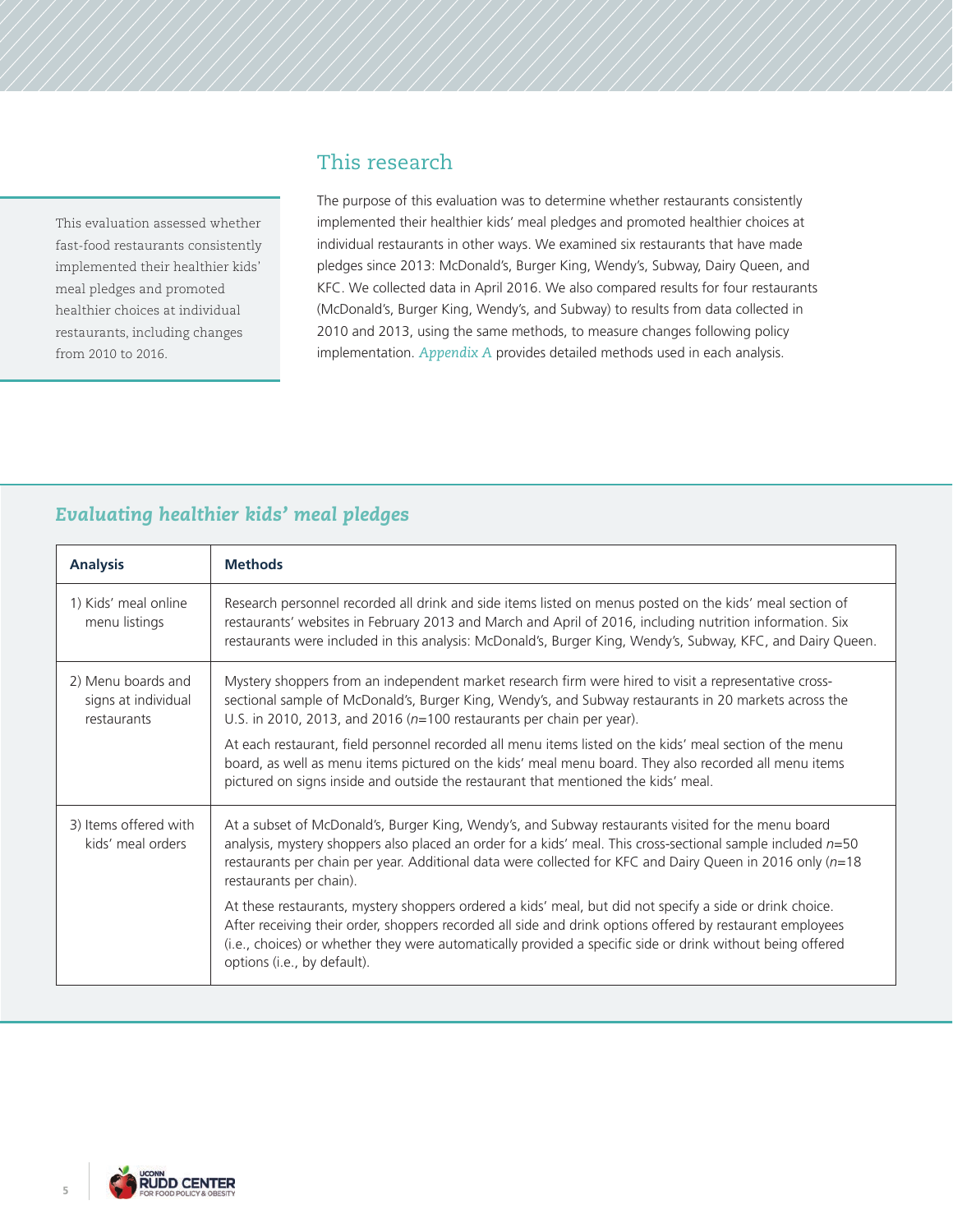This evaluation assessed whether fast-food restaurants consistently implemented their healthier kids' meal pledges and promoted healthier choices at individual restaurants, including changes from 2010 to 2016.

## This research

The purpose of this evaluation was to determine whether restaurants consistently implemented their healthier kids' meal pledges and promoted healthier choices at individual restaurants in other ways. We examined six restaurants that have made pledges since 2013: McDonald's, Burger King, Wendy's, Subway, Dairy Queen, and KFC. We collected data in April 2016. We also compared results for four restaurants (McDonald's, Burger King, Wendy's, and Subway) to results from data collected in 2010 and 2013, using the same methods, to measure changes following policy implementation. *Appendix A* provides detailed methods used in each analysis.

### *Evaluating healthier kids' meal pledges*

| Analysis | Methods |
|---|---|
| 1) Kids' meal online menu listings | Research personnel recorded all drink and side items listed on menus posted on the kids' meal section of restaurants' websites in February 2013 and March and April of 2016, including nutrition information. Six restaurants were included in this analysis: McDonald's, Burger King, Wendy's, Subway, KFC, and Dairy Queen. |
| 2) Menu boards and signs at individual restaurants | Mystery shoppers from an independent market research firm were hired to visit a representative cross-sectional sample of McDonald's, Burger King, Wendy's, and Subway restaurants in 20 markets across the U.S. in 2010, 2013, and 2016 ($n$=100 restaurants per chain per year).<br><br>At each restaurant, field personnel recorded all menu items listed on the kids' meal section of the menu board, as well as menu items pictured on the kids' meal menu board. They also recorded all menu items pictured on signs inside and outside the restaurant that mentioned the kids' meal. |
| 3) Items offered with kids' meal orders | At a subset of McDonald's, Burger King, Wendy's, and Subway restaurants visited for the menu board analysis, mystery shoppers also placed an order for a kids' meal. This cross-sectional sample included $n$=50 restaurants per chain per year. Additional data were collected for KFC and Dairy Queen in 2016 only ($n$=18 restaurants per chain).<br><br>At these restaurants, mystery shoppers ordered a kids' meal, but did not specify a side or drink choice. After receiving their order, shoppers recorded all side and drink options offered by restaurant employees (i.e., choices) or whether they were automatically provided a specific side or drink without being offered options (i.e., by default). |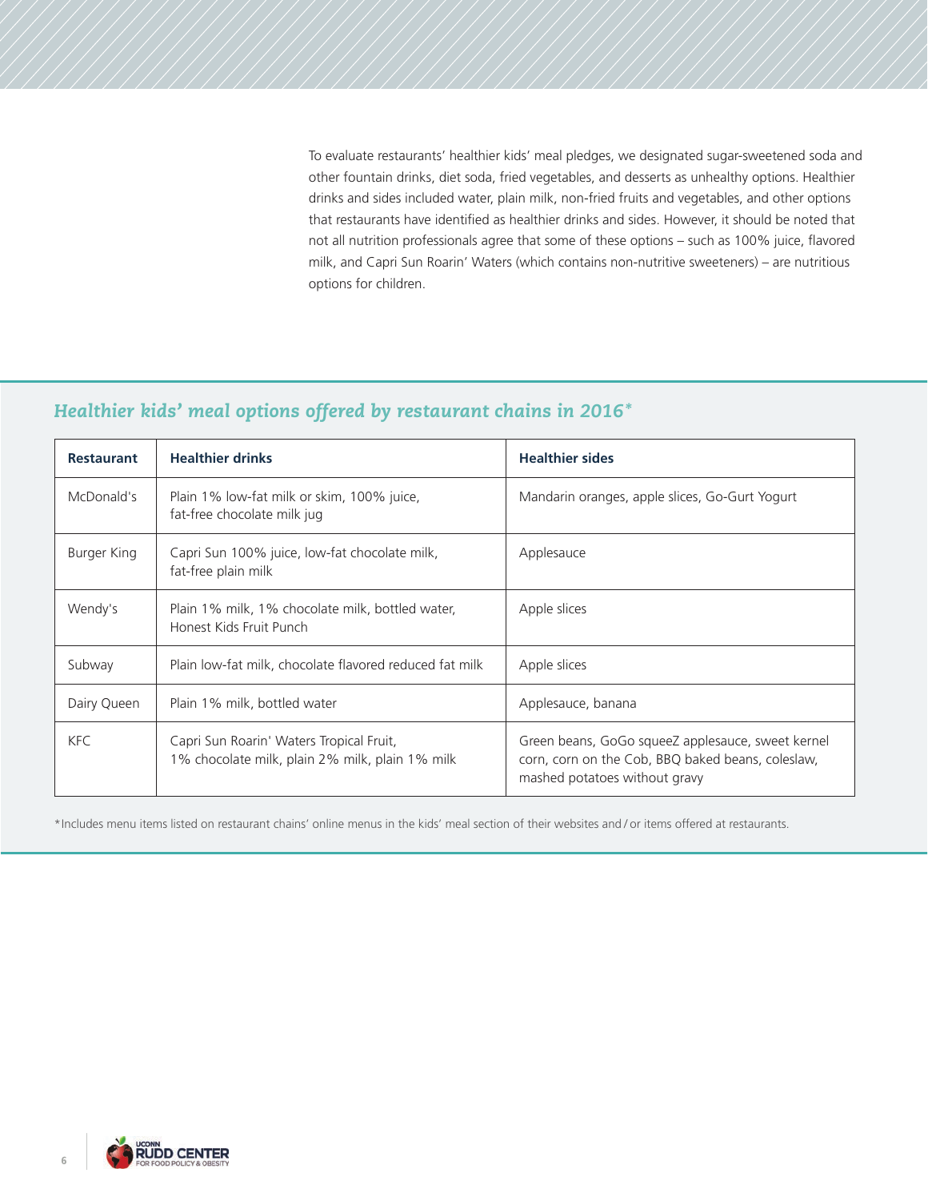To evaluate restaurants' healthier kids' meal pledges, we designated sugar-sweetened soda and other fountain drinks, diet soda, fried vegetables, and desserts as unhealthy options. Healthier drinks and sides included water, plain milk, non-fried fruits and vegetables, and other options that restaurants have identified as healthier drinks and sides. However, it should be noted that not all nutrition professionals agree that some of these options – such as 100% juice, flavored milk, and Capri Sun Roarin' Waters (which contains non-nutritive sweeteners) – are nutritious options for children.

## *Healthier kids' meal options offered by restaurant chains in 2016**

| Restaurant | Healthier drinks | Healthier sides |
|---|---|---|
| McDonald's | Plain 1% low-fat milk or skim, 100% juice, fat-free chocolate milk jug | Mandarin oranges, apple slices, Go-Gurt Yogurt |
| Burger King | Capri Sun 100% juice, low-fat chocolate milk, fat-free plain milk | Applesauce |
| Wendy's | Plain 1% milk, 1% chocolate milk, bottled water, Honest Kids Fruit Punch | Apple slices |
| Subway | Plain low-fat milk, chocolate flavored reduced fat milk | Apple slices |
| Dairy Queen | Plain 1% milk, bottled water | Applesauce, banana |
| KFC | Capri Sun Roarin' Waters Tropical Fruit, 1% chocolate milk, plain 2% milk, plain 1% milk | Green beans, GoGo squeeZ applesauce, sweet kernel corn, corn on the Cob, BBQ baked beans, coleslaw, mashed potatoes without gravy |

*Includes menu items listed on restaurant chains' online menus in the kids' meal section of their websites and / or items offered at restaurants.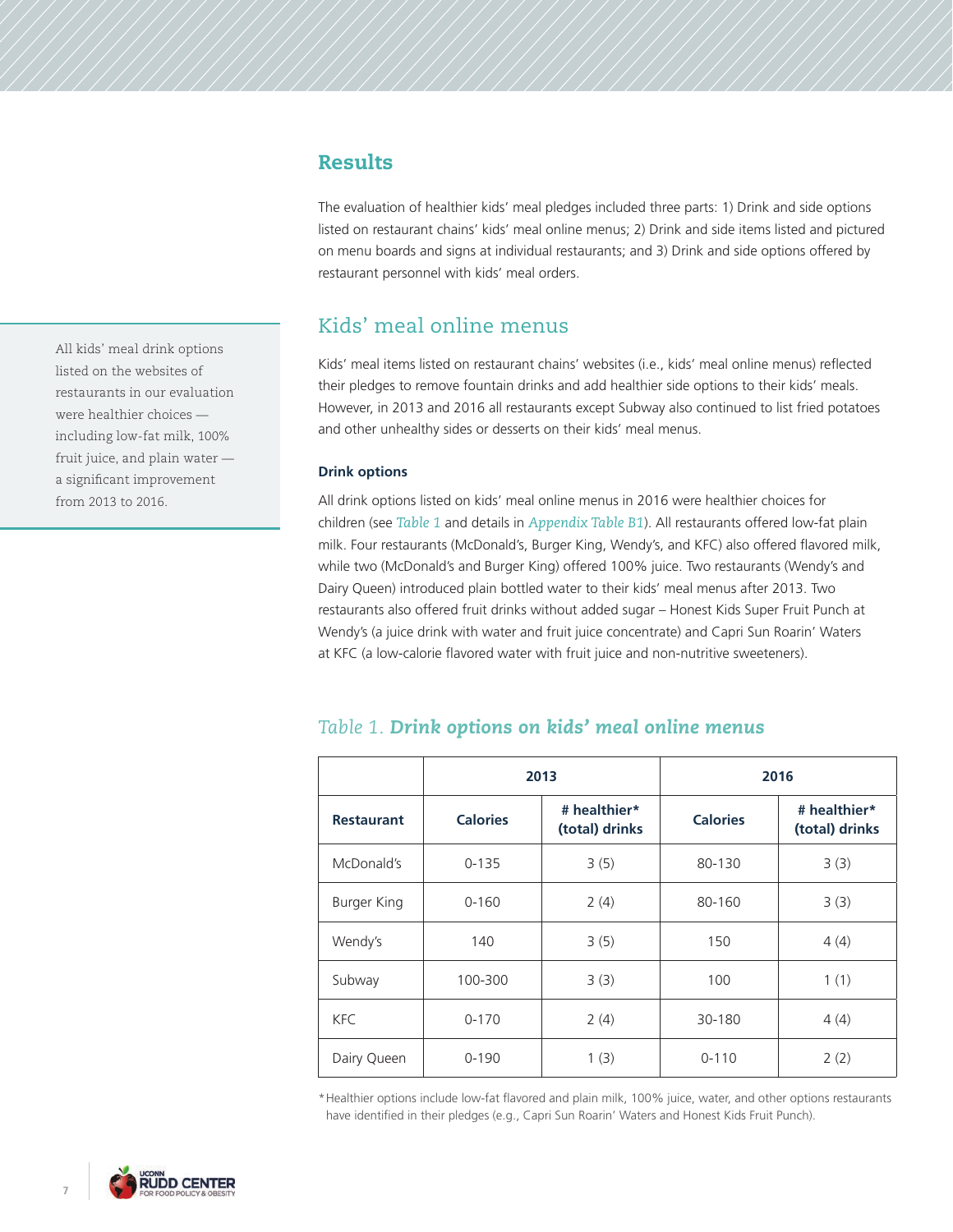## Results

The evaluation of healthier kids' meal pledges included three parts: 1) Drink and side options listed on restaurant chains' kids' meal online menus; 2) Drink and side items listed and pictured on menu boards and signs at individual restaurants; and 3) Drink and side options offered by restaurant personnel with kids' meal orders.

All kids' meal drink options listed on the websites of restaurants in our evaluation were healthier choices — including low-fat milk, 100% fruit juice, and plain water — a significant improvement from 2013 to 2016.

## Kids' meal online menus

Kids' meal items listed on restaurant chains' websites (i.e., kids' meal online menus) reflected their pledges to remove fountain drinks and add healthier side options to their kids' meals. However, in 2013 and 2016 all restaurants except Subway also continued to list fried potatoes and other unhealthy sides or desserts on their kids' meal menus.

### Drink options

All drink options listed on kids' meal online menus in 2016 were healthier choices for children (see *Table 1* and details in *Appendix Table B1*). All restaurants offered low-fat plain milk. Four restaurants (McDonald's, Burger King, Wendy's, and KFC) also offered flavored milk, while two (McDonald's and Burger King) offered 100% juice. Two restaurants (Wendy's and Dairy Queen) introduced plain bottled water to their kids' meal menus after 2013. Two restaurants also offered fruit drinks without added sugar – Honest Kids Super Fruit Punch at Wendy's (a juice drink with water and fruit juice concentrate) and Capri Sun Roarin' Waters at KFC (a low-calorie flavored water with fruit juice and non-nutritive sweeteners).

*Table 1.* ***Drink options on kids' meal online menus***

| | 2013 | | 2016 | |
|---|---|---|---|---|
| **Restaurant** | **Calories** | **# healthier* (total) drinks** | **Calories** | **# healthier* (total) drinks** |
| McDonald's | 0-135 | 3 (5) | 80-130 | 3 (3) |
| Burger King | 0-160 | 2 (4) | 80-160 | 3 (3) |
| Wendy's | 140 | 3 (5) | 150 | 4 (4) |
| Subway | 100-300 | 3 (3) | 100 | 1 (1) |
| KFC | 0-170 | 2 (4) | 30-180 | 4 (4) |
| Dairy Queen | 0-190 | 1 (3) | 0-110 | 2 (2) |

*Healthier options include low-fat flavored and plain milk, 100% juice, water, and other options restaurants have identified in their pledges (e.g., Capri Sun Roarin' Waters and Honest Kids Fruit Punch).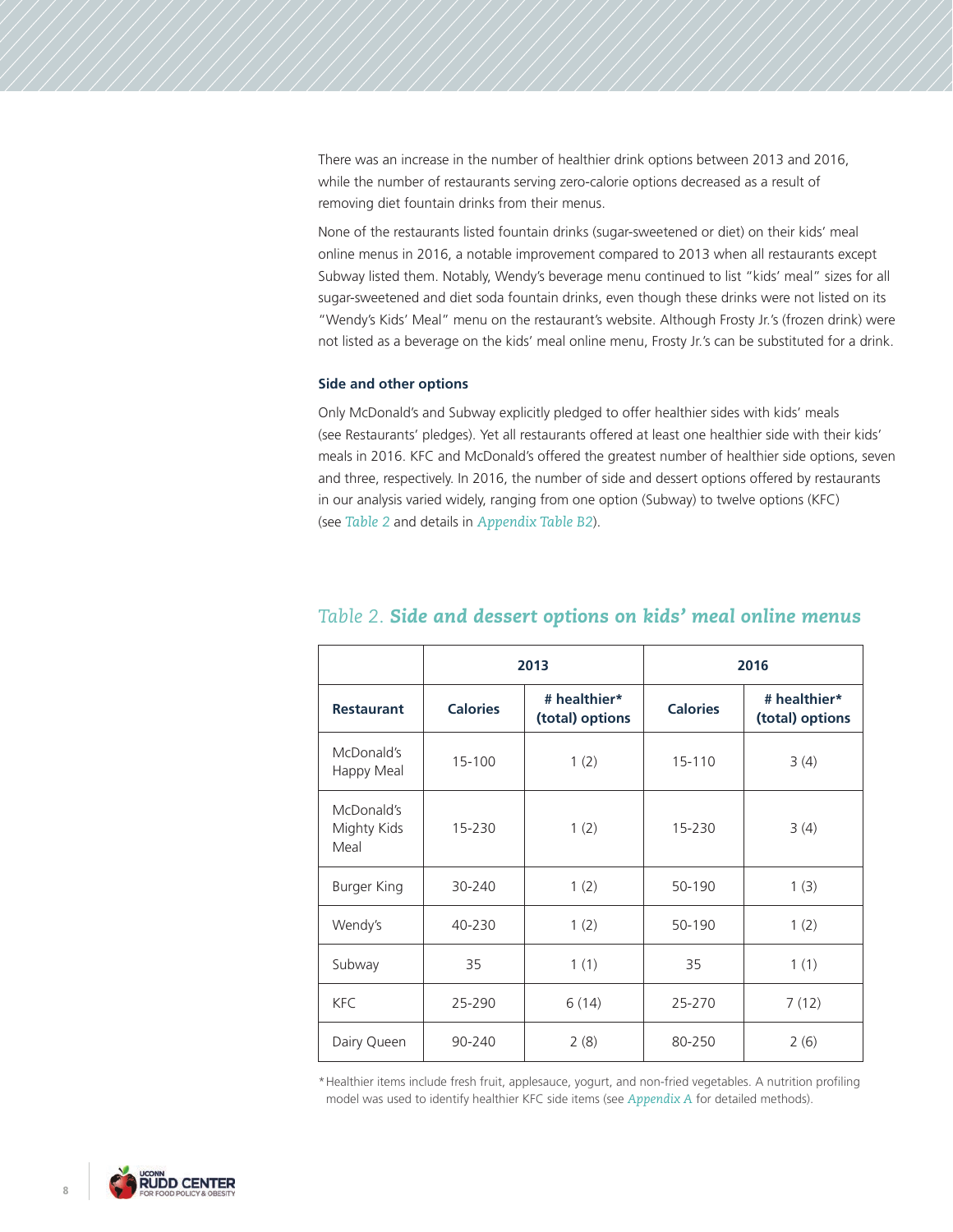There was an increase in the number of healthier drink options between 2013 and 2016, while the number of restaurants serving zero-calorie options decreased as a result of removing diet fountain drinks from their menus.

None of the restaurants listed fountain drinks (sugar-sweetened or diet) on their kids' meal online menus in 2016, a notable improvement compared to 2013 when all restaurants except Subway listed them. Notably, Wendy's beverage menu continued to list "kids' meal" sizes for all sugar-sweetened and diet soda fountain drinks, even though these drinks were not listed on its "Wendy's Kids' Meal" menu on the restaurant's website. Although Frosty Jr.'s (frozen drink) were not listed as a beverage on the kids' meal online menu, Frosty Jr.'s can be substituted for a drink.

### Side and other options

Only McDonald's and Subway explicitly pledged to offer healthier sides with kids' meals (see Restaurants' pledges). Yet all restaurants offered at least one healthier side with their kids' meals in 2016. KFC and McDonald's offered the greatest number of healthier side options, seven and three, respectively. In 2016, the number of side and dessert options offered by restaurants in our analysis varied widely, ranging from one option (Subway) to twelve options (KFC) (see *Table 2* and details in *Appendix Table B2*).

## Table 2. *Side and dessert options on kids' meal online menus*

| | 2013 | | 2016 | |
|---|---|---|---|---|
| **Restaurant** | **Calories** | **# healthier* (total) options** | **Calories** | **# healthier* (total) options** |
| McDonald's Happy Meal | 15-100 | 1 (2) | 15-110 | 3 (4) |
| McDonald's Mighty Kids Meal | 15-230 | 1 (2) | 15-230 | 3 (4) |
| Burger King | 30-240 | 1 (2) | 50-190 | 1 (3) |
| Wendy's | 40-230 | 1 (2) | 50-190 | 1 (2) |
| Subway | 35 | 1 (1) | 35 | 1 (1) |
| KFC | 25-290 | 6 (14) | 25-270 | 7 (12) |
| Dairy Queen | 90-240 | 2 (8) | 80-250 | 2 (6) |

*Healthier items include fresh fruit, applesauce, yogurt, and non-fried vegetables. A nutrition profiling model was used to identify healthier KFC side items (see *Appendix A* for detailed methods).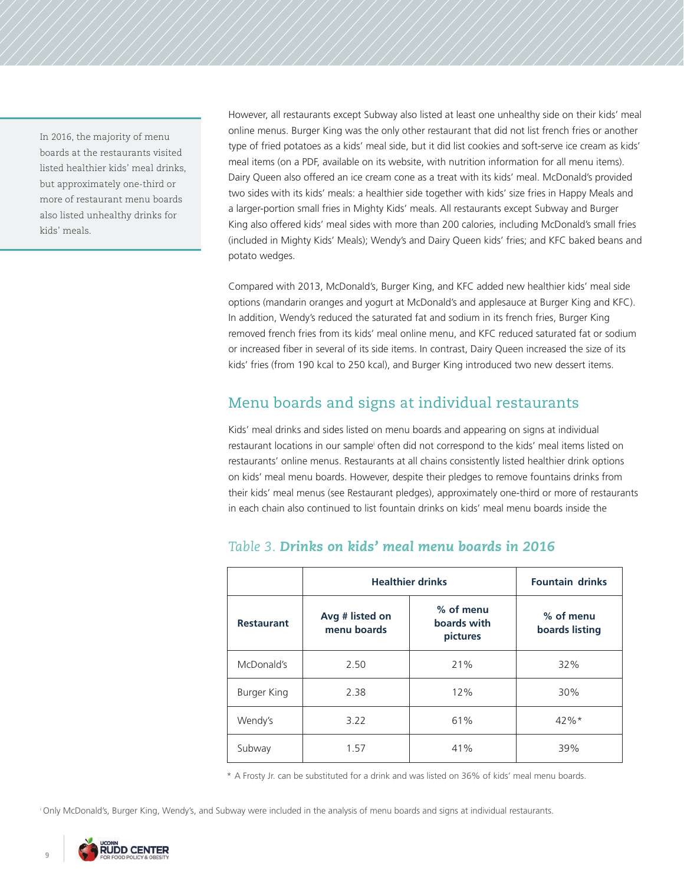> In 2016, the majority of menu boards at the restaurants visited listed healthier kids' meal drinks, but approximately one-third or more of restaurant menu boards also listed unhealthy drinks for kids' meals.

However, all restaurants except Subway also listed at least one unhealthy side on their kids' meal online menus. Burger King was the only other restaurant that did not list french fries or another type of fried potatoes as a kids' meal side, but it did list cookies and soft-serve ice cream as kids' meal items (on a PDF, available on its website, with nutrition information for all menu items). Dairy Queen also offered an ice cream cone as a treat with its kids' meal. McDonald's provided two sides with its kids' meals: a healthier side together with kids' size fries in Happy Meals and a larger-portion small fries in Mighty Kids' meals. All restaurants except Subway and Burger King also offered kids' meal sides with more than 200 calories, including McDonald's small fries (included in Mighty Kids' Meals); Wendy's and Dairy Queen kids' fries; and KFC baked beans and potato wedges.

Compared with 2013, McDonald's, Burger King, and KFC added new healthier kids' meal side options (mandarin oranges and yogurt at McDonald's and applesauce at Burger King and KFC). In addition, Wendy's reduced the saturated fat and sodium in its french fries, Burger King removed french fries from its kids' meal online menu, and KFC reduced saturated fat or sodium or increased fiber in several of its side items. In contrast, Dairy Queen increased the size of its kids' fries (from 190 kcal to 250 kcal), and Burger King introduced two new dessert items.

## Menu boards and signs at individual restaurants

Kids' meal drinks and sides listed on menu boards and appearing on signs at individual restaurant locations in our sample[i] often did not correspond to the kids' meal items listed on restaurants' online menus. Restaurants at all chains consistently listed healthier drink options on kids' meal menu boards. However, despite their pledges to remove fountains drinks from their kids' meal menus (see Restaurant pledges), approximately one-third or more of restaurants in each chain also continued to list fountain drinks on kids' meal menu boards inside the

### *Table 3.* ***Drinks on kids' meal menu boards in 2016***

| | Healthier drinks | | Fountain drinks |
|---|---|---|---|
| **Restaurant** | **Avg # listed on menu boards** | **% of menu boards with pictures** | **% of menu boards listing** |
| McDonald's | 2.50 | 21% | 32% |
| Burger King | 2.38 | 12% | 30% |
| Wendy's | 3.22 | 61% | 42%* |
| Subway | 1.57 | 41% | 39% |

\* A Frosty Jr. can be substituted for a drink and was listed on 36% of kids' meal menu boards.

[i] Only McDonald's, Burger King, Wendy's, and Subway were included in the analysis of menu boards and signs at individual restaurants.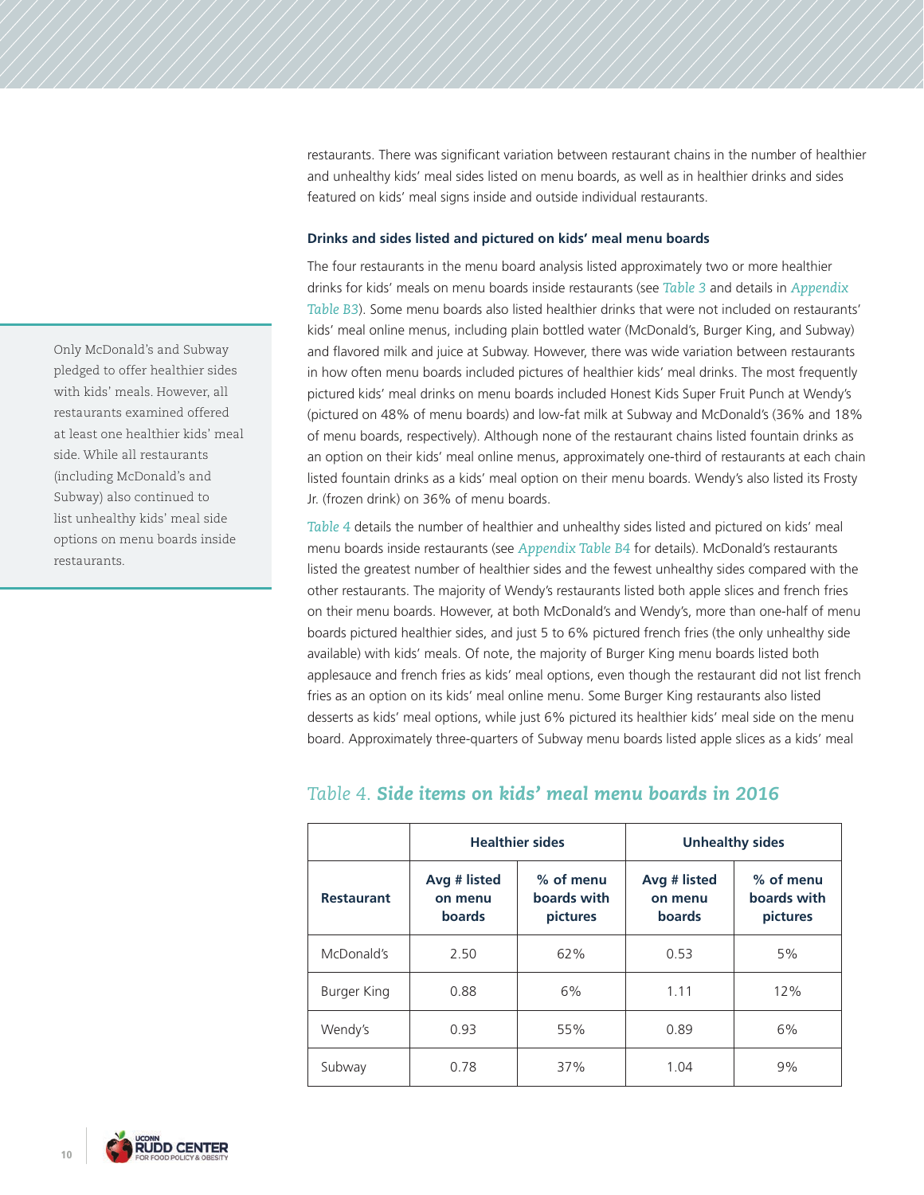restaurants. There was significant variation between restaurant chains in the number of healthier and unhealthy kids' meal sides listed on menu boards, as well as in healthier drinks and sides featured on kids' meal signs inside and outside individual restaurants.

### Drinks and sides listed and pictured on kids' meal menu boards

The four restaurants in the menu board analysis listed approximately two or more healthier drinks for kids' meals on menu boards inside restaurants (see *Table 3* and details in *Appendix Table B3*). Some menu boards also listed healthier drinks that were not included on restaurants' kids' meal online menus, including plain bottled water (McDonald's, Burger King, and Subway) and flavored milk and juice at Subway. However, there was wide variation between restaurants in how often menu boards included pictures of healthier kids' meal drinks. The most frequently pictured kids' meal drinks on menu boards included Honest Kids Super Fruit Punch at Wendy's (pictured on 48% of menu boards) and low-fat milk at Subway and McDonald's (36% and 18% of menu boards, respectively). Although none of the restaurant chains listed fountain drinks as an option on their kids' meal online menus, approximately one-third of restaurants at each chain listed fountain drinks as a kids' meal option on their menu boards. Wendy's also listed its Frosty Jr. (frozen drink) on 36% of menu boards.

> Only McDonald's and Subway pledged to offer healthier sides with kids' meals. However, all restaurants examined offered at least one healthier kids' meal side. While all restaurants (including McDonald's and Subway) also continued to list unhealthy kids' meal side options on menu boards inside restaurants.

*Table 4* details the number of healthier and unhealthy sides listed and pictured on kids' meal menu boards inside restaurants (see *Appendix Table B4* for details). McDonald's restaurants listed the greatest number of healthier sides and the fewest unhealthy sides compared with the other restaurants. The majority of Wendy's restaurants listed both apple slices and french fries on their menu boards. However, at both McDonald's and Wendy's, more than one-half of menu boards pictured healthier sides, and just 5 to 6% pictured french fries (the only unhealthy side available) with kids' meals. Of note, the majority of Burger King menu boards listed both applesauce and french fries as kids' meal options, even though the restaurant did not list french fries as an option on its kids' meal online menu. Some Burger King restaurants also listed desserts as kids' meal options, while just 6% pictured its healthier kids' meal side on the menu board. Approximately three-quarters of Subway menu boards listed apple slices as a kids' meal

## Table 4. ***Side items on kids' meal menu boards in 2016***

| | Healthier sides | | Unhealthy sides | |
|---|---|---|---|---|
| **Restaurant** | **Avg # listed on menu boards** | **% of menu boards with pictures** | **Avg # listed on menu boards** | **% of menu boards with pictures** |
| McDonald's | 2.50 | 62% | 0.53 | 5% |
| Burger King | 0.88 | 6% | 1.11 | 12% |
| Wendy's | 0.93 | 55% | 0.89 | 6% |
| Subway | 0.78 | 37% | 1.04 | 9% |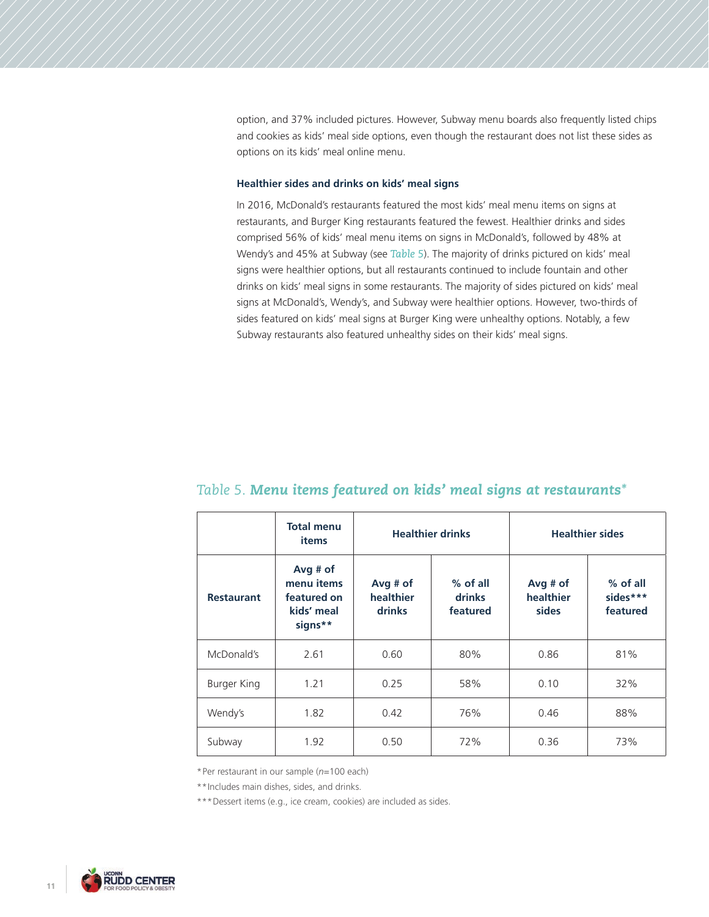option, and 37% included pictures. However, Subway menu boards also frequently listed chips and cookies as kids' meal side options, even though the restaurant does not list these sides as options on its kids' meal online menu.

### Healthier sides and drinks on kids' meal signs

In 2016, McDonald's restaurants featured the most kids' meal menu items on signs at restaurants, and Burger King restaurants featured the fewest. Healthier drinks and sides comprised 56% of kids' meal menu items on signs in McDonald's, followed by 48% at Wendy's and 45% at Subway (see *Table 5*). The majority of drinks pictured on kids' meal signs were healthier options, but all restaurants continued to include fountain and other drinks on kids' meal signs in some restaurants. The majority of sides pictured on kids' meal signs at McDonald's, Wendy's, and Subway were healthier options. However, two-thirds of sides featured on kids' meal signs at Burger King were unhealthy options. Notably, a few Subway restaurants also featured unhealthy sides on their kids' meal signs.

*Table 5.* ***Menu items featured on kids' meal signs at restaurants****

| | Total menu items | Healthier drinks | | Healthier sides | |
|---|---|---|---|---|---|
| **Restaurant** | **Avg # of menu items featured on kids' meal signs**** | **Avg # of healthier drinks** | **% of all drinks featured** | **Avg # of healthier sides** | **% of all sides*** featured** |
| McDonald's | 2.61 | 0.60 | 80% | 0.86 | 81% |
| Burger King | 1.21 | 0.25 | 58% | 0.10 | 32% |
| Wendy's | 1.82 | 0.42 | 76% | 0.46 | 88% |
| Subway | 1.92 | 0.50 | 72% | 0.36 | 73% |

*Per restaurant in our sample (*n*=100 each)

**Includes main dishes, sides, and drinks.

***Dessert items (e.g., ice cream, cookies) are included as sides.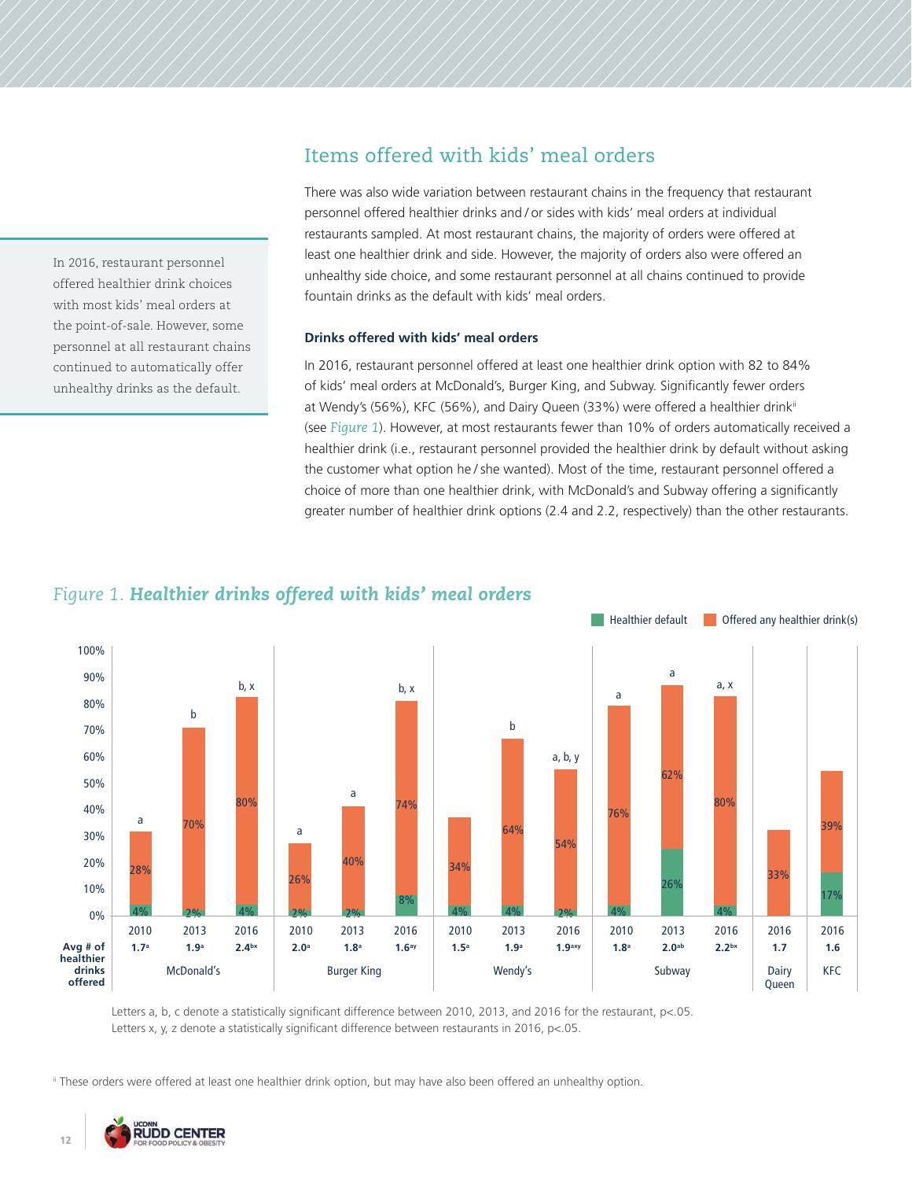## Items offered with kids' meal orders

> In 2016, restaurant personnel offered healthier drink choices with most kids' meal orders at the point-of-sale. However, some personnel at all restaurant chains continued to automatically offer unhealthy drinks as the default.

There was also wide variation between restaurant chains in the frequency that restaurant personnel offered healthier drinks and / or sides with kids' meal orders at individual restaurants sampled. At most restaurant chains, the majority of orders were offered at least one healthier drink and side. However, the majority of orders also were offered an unhealthy side choice, and some restaurant personnel at all chains continued to provide fountain drinks as the default with kids' meal orders.

### Drinks offered with kids' meal orders

In 2016, restaurant personnel offered at least one healthier drink option with 82 to 84% of kids' meal orders at McDonald's, Burger King, and Subway. Significantly fewer orders at Wendy's (56%), KFC (56%), and Dairy Queen (33%) were offered a healthier drink[ii] (see *Figure 1*). However, at most restaurants fewer than 10% of orders automatically received a healthier drink (i.e., restaurant personnel provided the healthier drink by default without asking the customer what option he / she wanted). Most of the time, restaurant personnel offered a choice of more than one healthier drink, with McDonald's and Subway offering a significantly greater number of healthier drink options (2.4 and 2.2, respectively) than the other restaurants.

*Figure 1.* ***Healthier drinks offered with kids' meal orders***

| Restaurant | Year | Healthier default | Offered any healthier drink(s) | Significance | Avg # of healthier drinks offered |
|---|---|---|---|---|---|
| McDonald's | 2010 | 4% | 28% | a | 1.7[a] |
| McDonald's | 2013 | 2% | 70% | b | 1.9[a] |
| McDonald's | 2016 | 4% | 80% | b, x | 2.4[bx] |
| Burger King | 2010 | 2% | 26% | a | 2.0[a] |
| Burger King | 2013 | 2% | 40% | a | 1.8[a] |
| Burger King | 2016 | 8% | 74% | b, x | 1.6[ay] |
| Wendy's | 2010 | 4% | 34% | | 1.5[a] |
| Wendy's | 2013 | 4% | 64% | b | 1.9[a] |
| Wendy's | 2016 | 2% | 54% | a, b, y | 1.9[axy] |
| Subway | 2010 | 4% | 76% | a | 1.8[a] |
| Subway | 2013 | 26% | 62% | a | 2.0[ab] |
| Subway | 2016 | 4% | 80% | a, x | 2.2[bx] |
| Dairy Queen | 2016 | | 33% | | 1.7 |
| KFC | 2016 | 17% | 39% | | 1.6 |

Letters a, b, c denote a statistically significant difference between 2010, 2013, and 2016 for the restaurant, p<.05.
Letters x, y, z denote a statistically significant difference between restaurants in 2016, p<.05.

[ii] These orders were offered at least one healthier drink option, but may have also been offered an unhealthy option.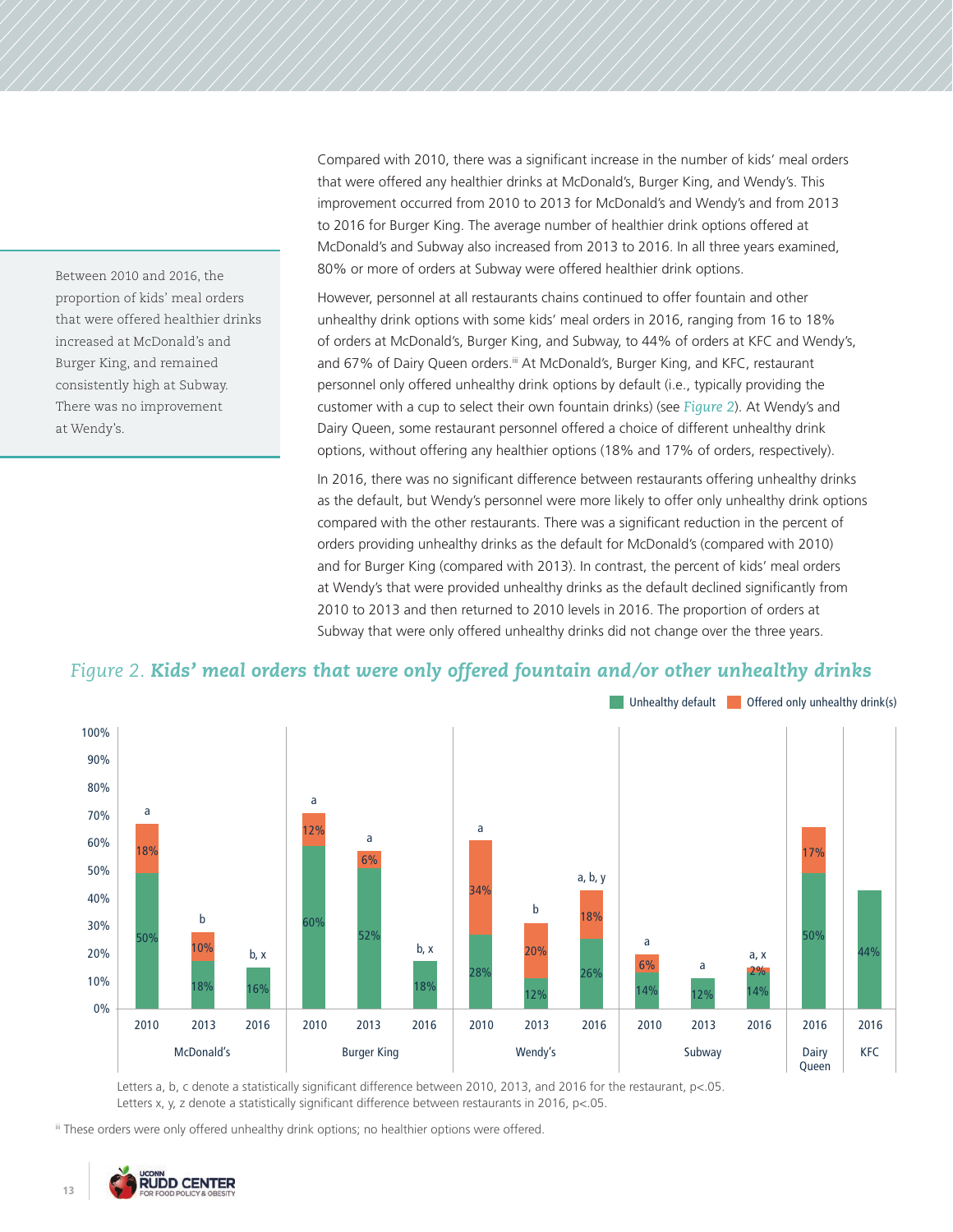Between 2010 and 2016, the proportion of kids' meal orders that were offered healthier drinks increased at McDonald's and Burger King, and remained consistently high at Subway. There was no improvement at Wendy's.

Compared with 2010, there was a significant increase in the number of kids' meal orders that were offered any healthier drinks at McDonald's, Burger King, and Wendy's. This improvement occurred from 2010 to 2013 for McDonald's and Wendy's and from 2013 to 2016 for Burger King. The average number of healthier drink options offered at McDonald's and Subway also increased from 2013 to 2016. In all three years examined, 80% or more of orders at Subway were offered healthier drink options.

However, personnel at all restaurants chains continued to offer fountain and other unhealthy drink options with some kids' meal orders in 2016, ranging from 16 to 18% of orders at McDonald's, Burger King, and Subway, to 44% of orders at KFC and Wendy's, and 67% of Dairy Queen orders.[iii] At McDonald's, Burger King, and KFC, restaurant personnel only offered unhealthy drink options by default (i.e., typically providing the customer with a cup to select their own fountain drinks) (see *Figure 2*). At Wendy's and Dairy Queen, some restaurant personnel offered a choice of different unhealthy drink options, without offering any healthier options (18% and 17% of orders, respectively).

In 2016, there was no significant difference between restaurants offering unhealthy drinks as the default, but Wendy's personnel were more likely to offer only unhealthy drink options compared with the other restaurants. There was a significant reduction in the percent of orders providing unhealthy drinks as the default for McDonald's (compared with 2010) and for Burger King (compared with 2013). In contrast, the percent of kids' meal orders at Wendy's that were provided unhealthy drinks as the default declined significantly from 2010 to 2013 and then returned to 2010 levels in 2016. The proportion of orders at Subway that were only offered unhealthy drinks did not change over the three years.

*Figure 2.* ***Kids' meal orders that were only offered fountain and/or other unhealthy drinks***

| Restaurant | Year | Unhealthy default | Offered only unhealthy drink(s) | Significance |
|---|---|---|---|---|
| McDonald's | 2010 | 50% | 18% | a |
| McDonald's | 2013 | 18% | 10% | b |
| McDonald's | 2016 | 16% | | b, x |
| Burger King | 2010 | 60% | 12% | a |
| Burger King | 2013 | 52% | 6% | a |
| Burger King | 2016 | 18% | | b, x |
| Wendy's | 2010 | 28% | 34% | a |
| Wendy's | 2013 | 12% | 20% | b |
| Wendy's | 2016 | 26% | 18% | a, b, y |
| Subway | 2010 | 14% | 6% | a |
| Subway | 2013 | 12% | | a |
| Subway | 2016 | 14% | 2% | a, x |
| Dairy Queen | 2016 | 50% | 17% | |
| KFC | 2016 | 44% | | |

Letters a, b, c denote a statistically significant difference between 2010, 2013, and 2016 for the restaurant, $p<.05$.
Letters x, y, z denote a statistically significant difference between restaurants in 2016, $p<.05$.

[iii] These orders were only offered unhealthy drink options; no healthier options were offered.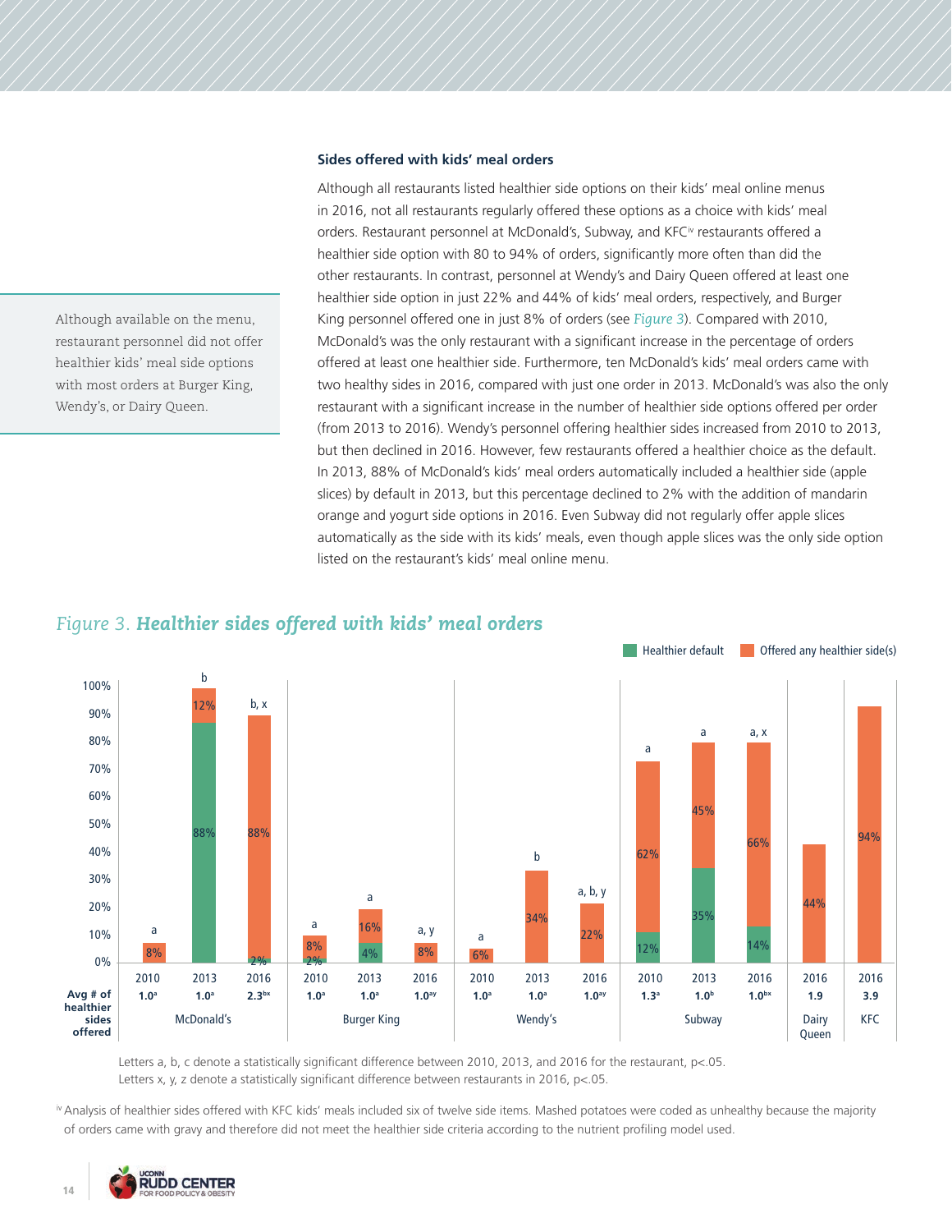### Sides offered with kids' meal orders

Although all restaurants listed healthier side options on their kids' meal online menus in 2016, not all restaurants regularly offered these options as a choice with kids' meal orders. Restaurant personnel at McDonald's, Subway, and KFC[iv] restaurants offered a healthier side option with 80 to 94% of orders, significantly more often than did the other restaurants. In contrast, personnel at Wendy's and Dairy Queen offered at least one healthier side option in just 22% and 44% of kids' meal orders, respectively, and Burger King personnel offered one in just 8% of orders (see *Figure 3*). Compared with 2010, McDonald's was the only restaurant with a significant increase in the percentage of orders offered at least one healthier side. Furthermore, ten McDonald's kids' meal orders came with two healthy sides in 2016, compared with just one order in 2013. McDonald's was also the only restaurant with a significant increase in the number of healthier side options offered per order (from 2013 to 2016). Wendy's personnel offering healthier sides increased from 2010 to 2013, but then declined in 2016. However, few restaurants offered a healthier choice as the default. In 2013, 88% of McDonald's kids' meal orders automatically included a healthier side (apple slices) by default in 2013, but this percentage declined to 2% with the addition of mandarin orange and yogurt side options in 2016. Even Subway did not regularly offer apple slices automatically as the side with its kids' meals, even though apple slices was the only side option listed on the restaurant's kids' meal online menu.

> Although available on the menu, restaurant personnel did not offer healthier kids' meal side options with most orders at Burger King, Wendy's, or Dairy Queen.

*Figure 3.* ***Healthier sides offered with kids' meal orders***

| Restaurant | Year | Healthier default | Offered any healthier side(s) | Total | Significance | Avg # of healthier sides offered |
|---|---|---|---|---|---|---|
| McDonald's | 2010 | | 8% | | a | 1.0[a] |
| | 2013 | 88% | 12% | | b | 1.0[a] |
| | 2016 | 2% | 88% | | b, x | 2.3[bx] |
| Burger King | 2010 | 2% | 8% | | a | 1.0[a] |
| | 2013 | 4% | 16% | | a | 1.0[a] |
| | 2016 | | 8% | | a, y | 1.0[ay] |
| Wendy's | 2010 | | 6% | | a | 1.0[a] |
| | 2013 | | 34% | | b | 1.0[a] |
| | 2016 | | 22% | | a, b, y | 1.0[ay] |
| Subway | 2010 | 12% | 62% | | a | 1.3[a] |
| | 2013 | 35% | 45% | | a | 1.0[b] |
| | 2016 | 14% | 66% | | a, x | 1.0[bx] |
| Dairy Queen | 2016 | | 44% | | | 1.9 |
| KFC | 2016 | | 94% | | | 3.9 |

Letters a, b, c denote a statistically significant difference between 2010, 2013, and 2016 for the restaurant, $p<.05$.
Letters x, y, z denote a statistically significant difference between restaurants in 2016, $p<.05$.

[iv] Analysis of healthier sides offered with KFC kids' meals included six of twelve side items. Mashed potatoes were coded as unhealthy because the majority of orders came with gravy and therefore did not meet the healthier side criteria according to the nutrient profiling model used.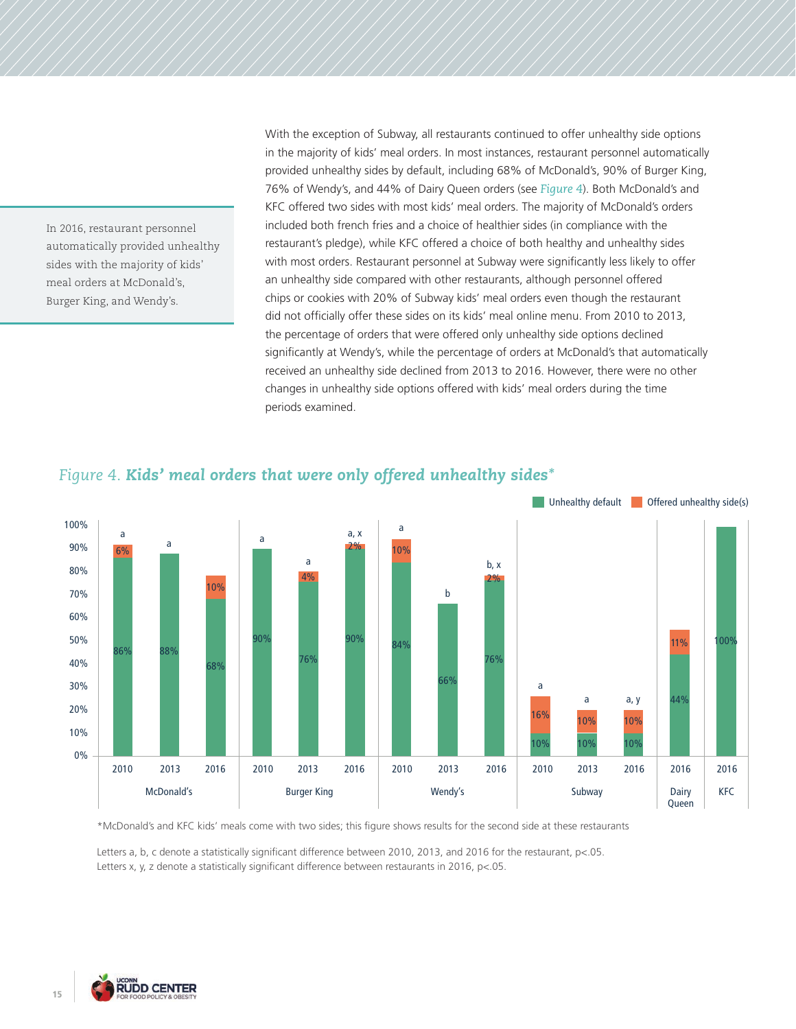With the exception of Subway, all restaurants continued to offer unhealthy side options in the majority of kids' meal orders. In most instances, restaurant personnel automatically provided unhealthy sides by default, including 68% of McDonald's, 90% of Burger King, 76% of Wendy's, and 44% of Dairy Queen orders (see *Figure 4*). Both McDonald's and KFC offered two sides with most kids' meal orders. The majority of McDonald's orders included both french fries and a choice of healthier sides (in compliance with the restaurant's pledge), while KFC offered a choice of both healthy and unhealthy sides with most orders. Restaurant personnel at Subway were significantly less likely to offer an unhealthy side compared with other restaurants, although personnel offered chips or cookies with 20% of Subway kids' meal orders even though the restaurant did not officially offer these sides on its kids' meal online menu. From 2010 to 2013, the percentage of orders that were offered only unhealthy side options declined significantly at Wendy's, while the percentage of orders at McDonald's that automatically received an unhealthy side declined from 2013 to 2016. However, there were no other changes in unhealthy side options offered with kids' meal orders during the time periods examined.

> In 2016, restaurant personnel automatically provided unhealthy sides with the majority of kids' meal orders at McDonald's, Burger King, and Wendy's.

*Figure 4.* ***Kids' meal orders that were only offered unhealthy sides****

| Restaurant | Year | Unhealthy default | Offered unhealthy side(s) | Significance |
|---|---|---|---|---|
| McDonald's | 2010 | 86% | 6% | a |
| McDonald's | 2013 | 88% | | a |
| McDonald's | 2016 | 68% | 10% | |
| Burger King | 2010 | 90% | | a |
| Burger King | 2013 | 76% | 4% | a |
| Burger King | 2016 | 90% | 2% | a, x |
| Wendy's | 2010 | 84% | 10% | a |
| Wendy's | 2013 | 66% | | b |
| Wendy's | 2016 | 76% | 2% | b, x |
| Subway | 2010 | 10% | 16% | a |
| Subway | 2013 | 10% | 10% | a |
| Subway | 2016 | 10% | 10% | a, y |
| Dairy Queen | 2016 | 44% | 11% | |
| KFC | 2016 | 100% | | |

*McDonald's and KFC kids' meals come with two sides; this figure shows results for the second side at these restaurants

Letters a, b, c denote a statistically significant difference between 2010, 2013, and 2016 for the restaurant, $p<.05$.
Letters x, y, z denote a statistically significant difference between restaurants in 2016, $p<.05$.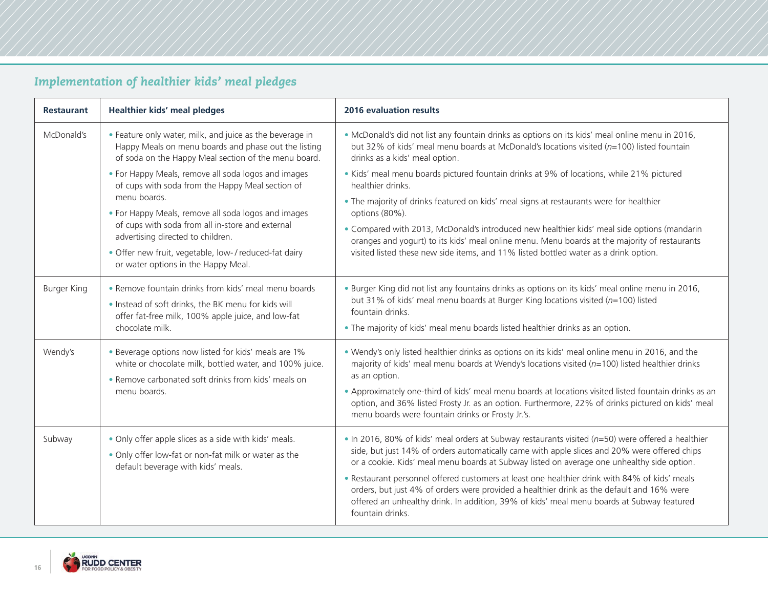## Implementation of healthier kids' meal pledges

| Restaurant | Healthier kids' meal pledges | 2016 evaluation results |
|---|---|---|
| McDonald's | • Feature only water, milk, and juice as the beverage in Happy Meals on menu boards and phase out the listing of soda on the Happy Meal section of the menu board.<br>• For Happy Meals, remove all soda logos and images of cups with soda from the Happy Meal section of menu boards.<br>• For Happy Meals, remove all soda logos and images of cups with soda from all in-store and external advertising directed to children.<br>• Offer new fruit, vegetable, low-/reduced-fat dairy or water options in the Happy Meal. | • McDonald's did not list any fountain drinks as options on its kids' meal online menu in 2016, but 32% of kids' meal menu boards at McDonald's locations visited (*n*=100) listed fountain drinks as a kids' meal option.<br>• Kids' meal menu boards pictured fountain drinks at 9% of locations, while 21% pictured healthier drinks.<br>• The majority of drinks featured on kids' meal signs at restaurants were for healthier options (80%).<br>• Compared with 2013, McDonald's introduced new healthier kids' meal side options (mandarin oranges and yogurt) to its kids' meal online menu. Menu boards at the majority of restaurants visited listed these new side items, and 11% listed bottled water as a drink option. |
| Burger King | • Remove fountain drinks from kids' meal menu boards<br>• Instead of soft drinks, the BK menu for kids will offer fat-free milk, 100% apple juice, and low-fat chocolate milk. | • Burger King did not list any fountains drinks as options on its kids' meal online menu in 2016, but 31% of kids' meal menu boards at Burger King locations visited (*n*=100) listed fountain drinks.<br>• The majority of kids' meal menu boards listed healthier drinks as an option. |
| Wendy's | • Beverage options now listed for kids' meals are 1% white or chocolate milk, bottled water, and 100% juice.<br>• Remove carbonated soft drinks from kids' meals on menu boards. | • Wendy's only listed healthier drinks as options on its kids' meal online menu in 2016, and the majority of kids' meal menu boards at Wendy's locations visited (*n*=100) listed healthier drinks as an option.<br>• Approximately one-third of kids' meal menu boards at locations visited listed fountain drinks as an option, and 36% listed Frosty Jr. as an option. Furthermore, 22% of drinks pictured on kids' meal menu boards were fountain drinks or Frosty Jr.'s. |
| Subway | • Only offer apple slices as a side with kids' meals.<br>• Only offer low-fat or non-fat milk or water as the default beverage with kids' meals. | • In 2016, 80% of kids' meal orders at Subway restaurants visited (*n*=50) were offered a healthier side, but just 14% of orders automatically came with apple slices and 20% were offered chips or a cookie. Kids' meal menu boards at Subway listed on average one unhealthy side option.<br>• Restaurant personnel offered customers at least one healthier drink with 84% of kids' meals orders, but just 4% of orders were provided a healthier drink as the default and 16% were offered an unhealthy drink. In addition, 39% of kids' meal menu boards at Subway featured fountain drinks. |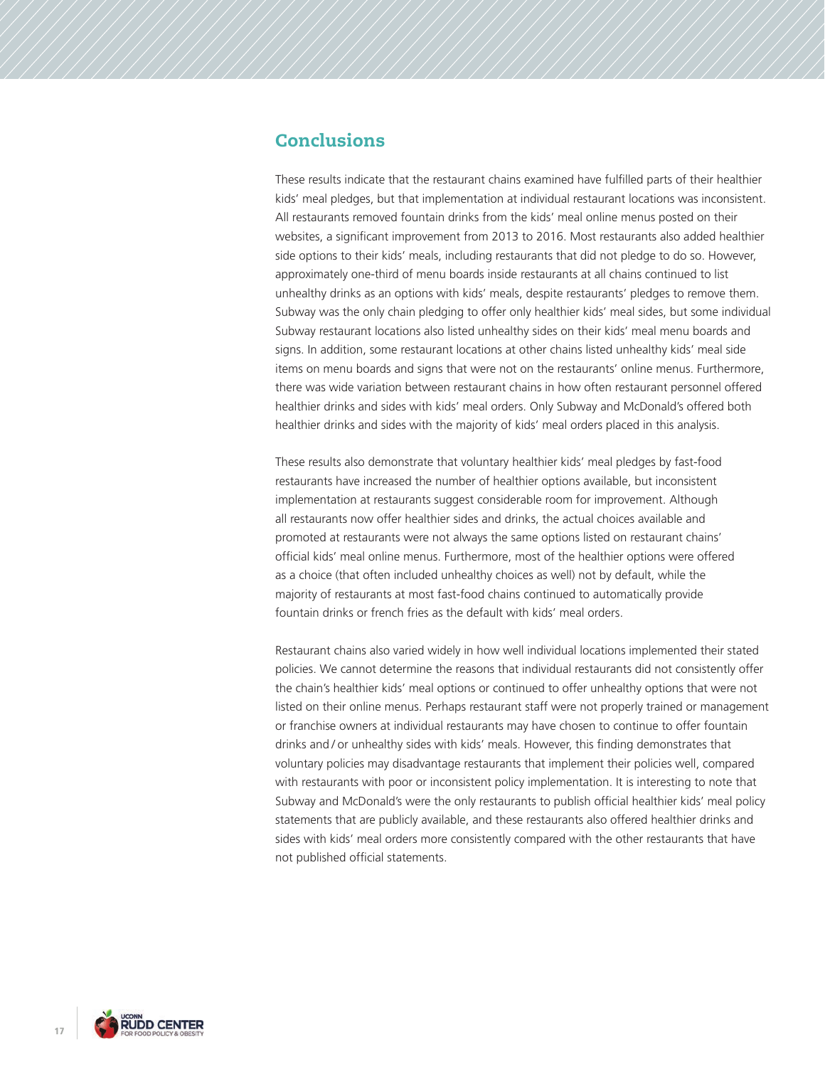## Conclusions

These results indicate that the restaurant chains examined have fulfilled parts of their healthier kids' meal pledges, but that implementation at individual restaurant locations was inconsistent. All restaurants removed fountain drinks from the kids' meal online menus posted on their websites, a significant improvement from 2013 to 2016. Most restaurants also added healthier side options to their kids' meals, including restaurants that did not pledge to do so. However, approximately one-third of menu boards inside restaurants at all chains continued to list unhealthy drinks as an options with kids' meals, despite restaurants' pledges to remove them. Subway was the only chain pledging to offer only healthier kids' meal sides, but some individual Subway restaurant locations also listed unhealthy sides on their kids' meal menu boards and signs. In addition, some restaurant locations at other chains listed unhealthy kids' meal side items on menu boards and signs that were not on the restaurants' online menus. Furthermore, there was wide variation between restaurant chains in how often restaurant personnel offered healthier drinks and sides with kids' meal orders. Only Subway and McDonald's offered both healthier drinks and sides with the majority of kids' meal orders placed in this analysis.

These results also demonstrate that voluntary healthier kids' meal pledges by fast-food restaurants have increased the number of healthier options available, but inconsistent implementation at restaurants suggest considerable room for improvement. Although all restaurants now offer healthier sides and drinks, the actual choices available and promoted at restaurants were not always the same options listed on restaurant chains' official kids' meal online menus. Furthermore, most of the healthier options were offered as a choice (that often included unhealthy choices as well) not by default, while the majority of restaurants at most fast-food chains continued to automatically provide fountain drinks or french fries as the default with kids' meal orders.

Restaurant chains also varied widely in how well individual locations implemented their stated policies. We cannot determine the reasons that individual restaurants did not consistently offer the chain's healthier kids' meal options or continued to offer unhealthy options that were not listed on their online menus. Perhaps restaurant staff were not properly trained or management or franchise owners at individual restaurants may have chosen to continue to offer fountain drinks and / or unhealthy sides with kids' meals. However, this finding demonstrates that voluntary policies may disadvantage restaurants that implement their policies well, compared with restaurants with poor or inconsistent policy implementation. It is interesting to note that Subway and McDonald's were the only restaurants to publish official healthier kids' meal policy statements that are publicly available, and these restaurants also offered healthier drinks and sides with kids' meal orders more consistently compared with the other restaurants that have not published official statements.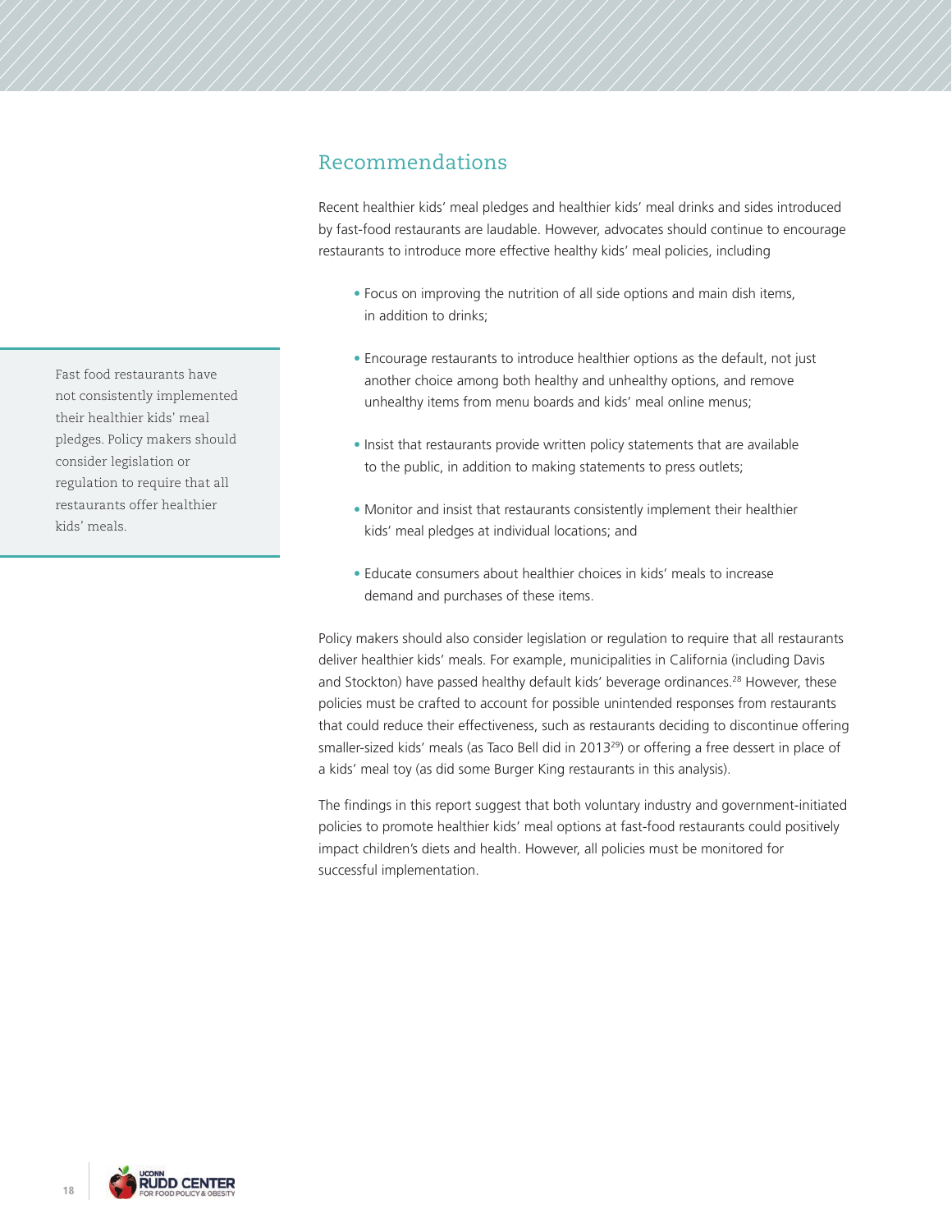## Recommendations

Recent healthier kids' meal pledges and healthier kids' meal drinks and sides introduced by fast-food restaurants are laudable. However, advocates should continue to encourage restaurants to introduce more effective healthy kids' meal policies, including

- Focus on improving the nutrition of all side options and main dish items, in addition to drinks;
- Encourage restaurants to introduce healthier options as the default, not just another choice among both healthy and unhealthy options, and remove unhealthy items from menu boards and kids' meal online menus;
- Insist that restaurants provide written policy statements that are available to the public, in addition to making statements to press outlets;
- Monitor and insist that restaurants consistently implement their healthier kids' meal pledges at individual locations; and
- Educate consumers about healthier choices in kids' meals to increase demand and purchases of these items.

> Fast food restaurants have not consistently implemented their healthier kids' meal pledges. Policy makers should consider legislation or regulation to require that all restaurants offer healthier kids' meals.

Policy makers should also consider legislation or regulation to require that all restaurants deliver healthier kids' meals. For example, municipalities in California (including Davis and Stockton) have passed healthy default kids' beverage ordinances.[28] However, these policies must be crafted to account for possible unintended responses from restaurants that could reduce their effectiveness, such as restaurants deciding to discontinue offering smaller-sized kids' meals (as Taco Bell did in 2013[29]) or offering a free dessert in place of a kids' meal toy (as did some Burger King restaurants in this analysis).

The findings in this report suggest that both voluntary industry and government-initiated policies to promote healthier kids' meal options at fast-food restaurants could positively impact children's diets and health. However, all policies must be monitored for successful implementation.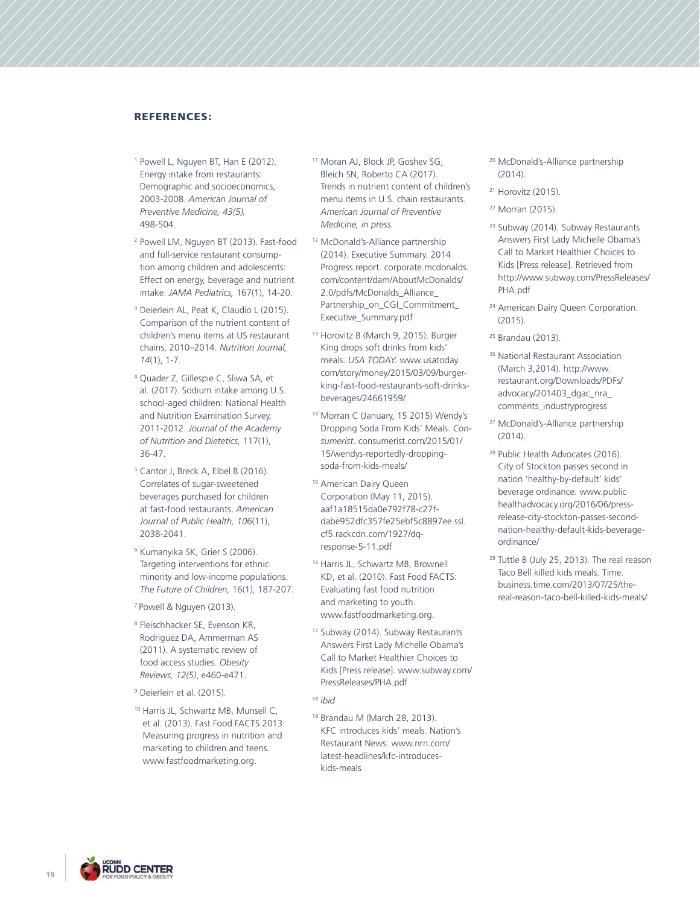## REFERENCES:

[1] Powell L, Nguyen BT, Han E (2012). Energy intake from restaurants: Demographic and socioeconomics, 2003-2008. *American Journal of Preventive Medicine, 43(5),* 498-504.

[2] Powell LM, Nguyen BT (2013). Fast-food and full-service restaurant consumption among children and adolescents: Effect on energy, beverage and nutrient intake. *JAMA Pediatrics,* 167(1), 14-20.

[3] Deierlein AL, Peat K, Claudio L (2015). Comparison of the nutrient content of children's menu items at US restaurant chains, 2010–2014. *Nutrition Journal, 14*(1), 1-7.

[4] Quader Z, Gillespie C, Sliwa SA, et al. (2017). Sodium intake among U.S. school-aged children: National Health and Nutrition Examination Survey, 2011-2012. *Journal of the Academy of Nutrition and Dietetics,* 117(1), 36-47.

[5] Cantor J, Breck A, Elbel B (2016). Correlates of sugar-sweetened beverages purchased for children at fast-food restaurants. *American Journal of Public Health, 106*(11), 2038-2041.

[6] Kumanyika SK, Grier S (2006). Targeting interventions for ethnic minority and low-income populations. *The Future of Children,* 16(1), 187-207.

[7] Powell & Nguyen (2013).

[8] Fleischhacker SE, Evenson KR, Rodriguez DA, Ammerman AS (2011). A systematic review of food access studies. *Obesity Reviews, 12(5)*, e460-e471.

[9] Deierlein et al. (2015).

[10] Harris JL, Schwartz MB, Munsell C, et al. (2013). Fast Food FACTS 2013: Measuring progress in nutrition and marketing to children and teens. www.fastfoodmarketing.org.

[11] Moran AJ, Block JP, Goshev SG, Bleich SN, Roberto CA (2017). Trends in nutrient content of children's menu items in U.S. chain restaurants. *American Journal of Preventive Medicine, in press.*

[12] McDonald's-Alliance partnership (2014). Executive Summary. 2014 Progress report. corporate.mcdonalds.com/content/dam/AboutMcDonalds/2.0/pdfs/McDonalds_Alliance_Partnership_on_CGI_Commitment_Executive_Summary.pdf

[13] Horovitz B (March 9, 2015). Burger King drops soft drinks from kids' meals. *USA TODAY.* www.usatoday.com/story/money/2015/03/09/burger-king-fast-food-restaurants-soft-drinks-beverages/24661959/

[14] Morran C (January, 15 2015) Wendy's Dropping Soda From Kids' Meals. *Consumerist*. consumerist.com/2015/01/15/wendys-reportedly-dropping-soda-from-kids-meals/

[15] American Dairy Queen Corporation (May 11, 2015). aaf1a18515da0e792f78-c27f-dabe952dfc357fe25ebf5c8897ee.ssl.cf5.rackcdn.com/1927/dq-response-5-11.pdf

[16] Harris JL, Schwartz MB, Brownell KD, et al. (2010). Fast Food FACTS: Evaluating fast food nutrition and marketing to youth. www.fastfoodmarketing.org.

[17] Subway (2014). Subway Restaurants Answers First Lady Michelle Obama's Call to Market Healthier Choices to Kids [Press release]. www.subway.com/PressReleases/PHA.pdf

[18] *ibid*

[19] Brandau M (March 28, 2013). KFC introduces kids' meals. Nation's Restaurant News. www.nrn.com/latest-headlines/kfc-introduces-kids-meals

[20] McDonald's-Alliance partnership (2014).

[21] Horovitz (2015).

[22] Morran (2015).

[23] Subway (2014). Subway Restaurants Answers First Lady Michelle Obama's Call to Market Healthier Choices to Kids [Press release]. Retrieved from http://www.subway.com/PressReleases/PHA.pdf

[24] American Dairy Queen Corporation. (2015).

[25] Brandau (2013).

[26] National Restaurant Association (March 3,2014). http://www.restaurant.org/Downloads/PDFs/advocacy/201403_dgac_nra_comments_industryprogress

[27] McDonald's-Alliance partnership (2014).

[28] Public Health Advocates (2016). City of Stockton passes second in nation 'healthy-by-default' kids' beverage ordinance. www.publichealthadvocacy.org/2016/06/press-release-city-stockton-passes-second-nation-healthy-default-kids-beverage-ordinance/

[29] Tuttle B (July 25, 2013). The real reason Taco Bell killed kids meals. Time. business.time.com/2013/07/25/the-real-reason-taco-bell-killed-kids-meals/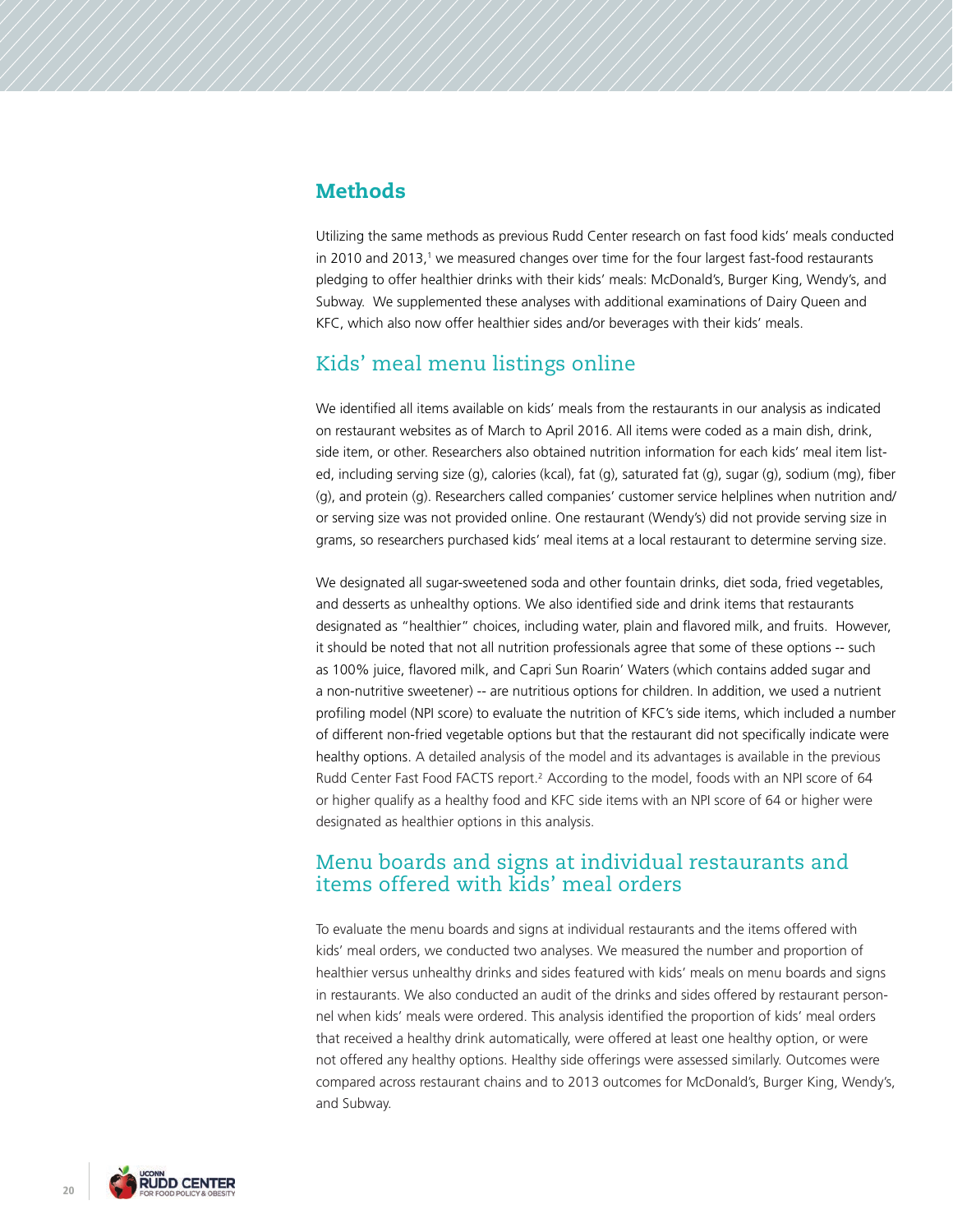## Methods

Utilizing the same methods as previous Rudd Center research on fast food kids' meals conducted in 2010 and 2013,[1] we measured changes over time for the four largest fast-food restaurants pledging to offer healthier drinks with their kids' meals: McDonald's, Burger King, Wendy's, and Subway. We supplemented these analyses with additional examinations of Dairy Queen and KFC, which also now offer healthier sides and/or beverages with their kids' meals.

### Kids' meal menu listings online

We identified all items available on kids' meals from the restaurants in our analysis as indicated on restaurant websites as of March to April 2016. All items were coded as a main dish, drink, side item, or other. Researchers also obtained nutrition information for each kids' meal item listed, including serving size (g), calories (kcal), fat (g), saturated fat (g), sugar (g), sodium (mg), fiber (g), and protein (g). Researchers called companies' customer service helplines when nutrition and/or serving size was not provided online. One restaurant (Wendy's) did not provide serving size in grams, so researchers purchased kids' meal items at a local restaurant to determine serving size.

We designated all sugar-sweetened soda and other fountain drinks, diet soda, fried vegetables, and desserts as unhealthy options. We also identified side and drink items that restaurants designated as "healthier" choices, including water, plain and flavored milk, and fruits. However, it should be noted that not all nutrition professionals agree that some of these options -- such as 100% juice, flavored milk, and Capri Sun Roarin' Waters (which contains added sugar and a non-nutritive sweetener) -- are nutritious options for children. In addition, we used a nutrient profiling model (NPI score) to evaluate the nutrition of KFC's side items, which included a number of different non-fried vegetable options but that the restaurant did not specifically indicate were healthy options. A detailed analysis of the model and its advantages is available in the previous Rudd Center Fast Food FACTS report.[2] According to the model, foods with an NPI score of 64 or higher qualify as a healthy food and KFC side items with an NPI score of 64 or higher were designated as healthier options in this analysis.

### Menu boards and signs at individual restaurants and items offered with kids' meal orders

To evaluate the menu boards and signs at individual restaurants and the items offered with kids' meal orders, we conducted two analyses. We measured the number and proportion of healthier versus unhealthy drinks and sides featured with kids' meals on menu boards and signs in restaurants. We also conducted an audit of the drinks and sides offered by restaurant personnel when kids' meals were ordered. This analysis identified the proportion of kids' meal orders that received a healthy drink automatically, were offered at least one healthy option, or were not offered any healthy options. Healthy side offerings were assessed similarly. Outcomes were compared across restaurant chains and to 2013 outcomes for McDonald's, Burger King, Wendy's, and Subway.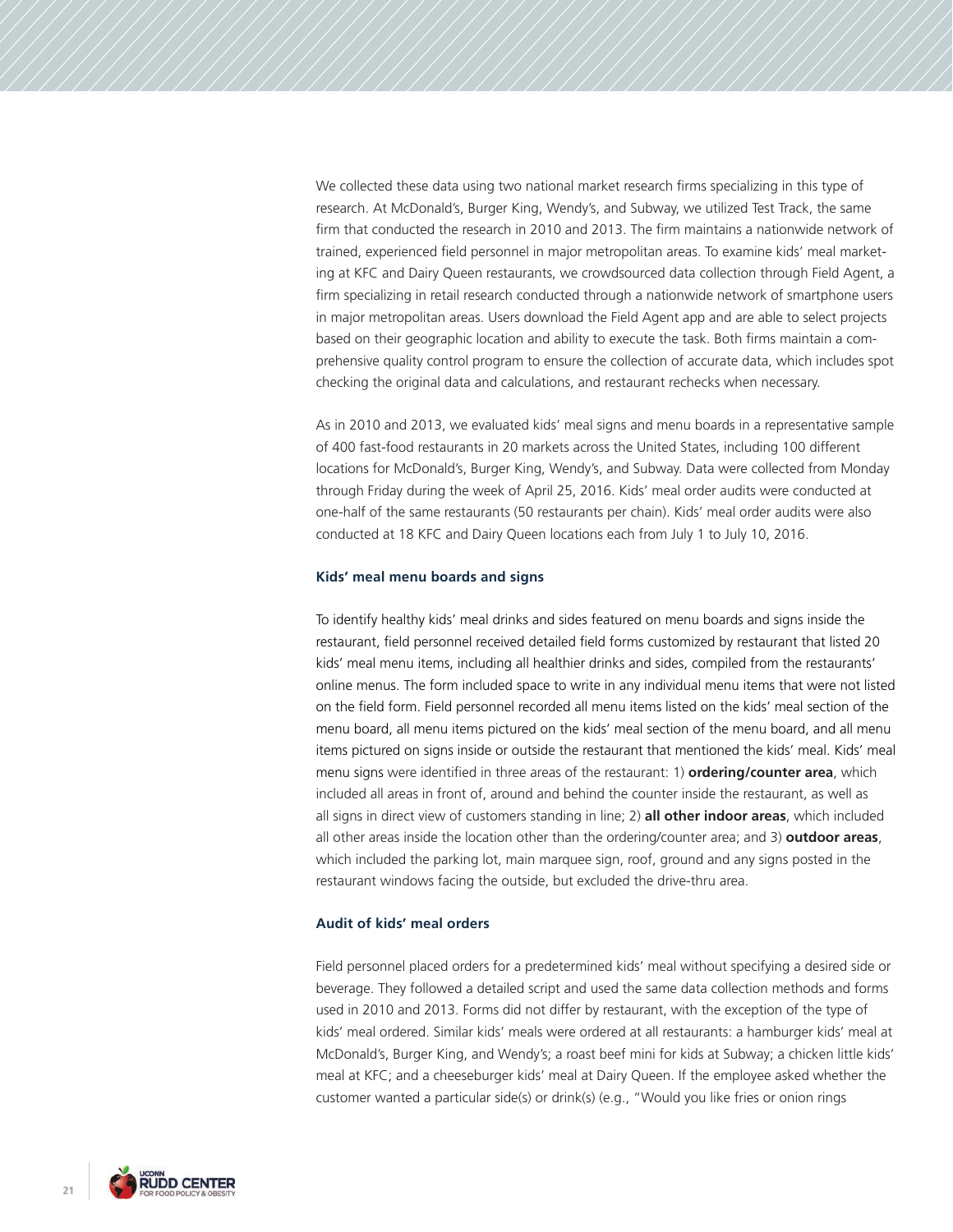We collected these data using two national market research firms specializing in this type of research. At McDonald's, Burger King, Wendy's, and Subway, we utilized Test Track, the same firm that conducted the research in 2010 and 2013. The firm maintains a nationwide network of trained, experienced field personnel in major metropolitan areas. To examine kids' meal marketing at KFC and Dairy Queen restaurants, we crowdsourced data collection through Field Agent, a firm specializing in retail research conducted through a nationwide network of smartphone users in major metropolitan areas. Users download the Field Agent app and are able to select projects based on their geographic location and ability to execute the task. Both firms maintain a comprehensive quality control program to ensure the collection of accurate data, which includes spot checking the original data and calculations, and restaurant rechecks when necessary.

As in 2010 and 2013, we evaluated kids' meal signs and menu boards in a representative sample of 400 fast-food restaurants in 20 markets across the United States, including 100 different locations for McDonald's, Burger King, Wendy's, and Subway. Data were collected from Monday through Friday during the week of April 25, 2016. Kids' meal order audits were conducted at one-half of the same restaurants (50 restaurants per chain). Kids' meal order audits were also conducted at 18 KFC and Dairy Queen locations each from July 1 to July 10, 2016.

### Kids' meal menu boards and signs

To identify healthy kids' meal drinks and sides featured on menu boards and signs inside the restaurant, field personnel received detailed field forms customized by restaurant that listed 20 kids' meal menu items, including all healthier drinks and sides, compiled from the restaurants' online menus. The form included space to write in any individual menu items that were not listed on the field form. Field personnel recorded all menu items listed on the kids' meal section of the menu board, all menu items pictured on the kids' meal section of the menu board, and all menu items pictured on signs inside or outside the restaurant that mentioned the kids' meal. Kids' meal menu signs were identified in three areas of the restaurant: 1) **ordering/counter area**, which included all areas in front of, around and behind the counter inside the restaurant, as well as all signs in direct view of customers standing in line; 2) **all other indoor areas**, which included all other areas inside the location other than the ordering/counter area; and 3) **outdoor areas**, which included the parking lot, main marquee sign, roof, ground and any signs posted in the restaurant windows facing the outside, but excluded the drive-thru area.

### Audit of kids' meal orders

Field personnel placed orders for a predetermined kids' meal without specifying a desired side or beverage. They followed a detailed script and used the same data collection methods and forms used in 2010 and 2013. Forms did not differ by restaurant, with the exception of the type of kids' meal ordered. Similar kids' meals were ordered at all restaurants: a hamburger kids' meal at McDonald's, Burger King, and Wendy's; a roast beef mini for kids at Subway; a chicken little kids' meal at KFC; and a cheeseburger kids' meal at Dairy Queen. If the employee asked whether the customer wanted a particular side(s) or drink(s) (e.g., "Would you like fries or onion rings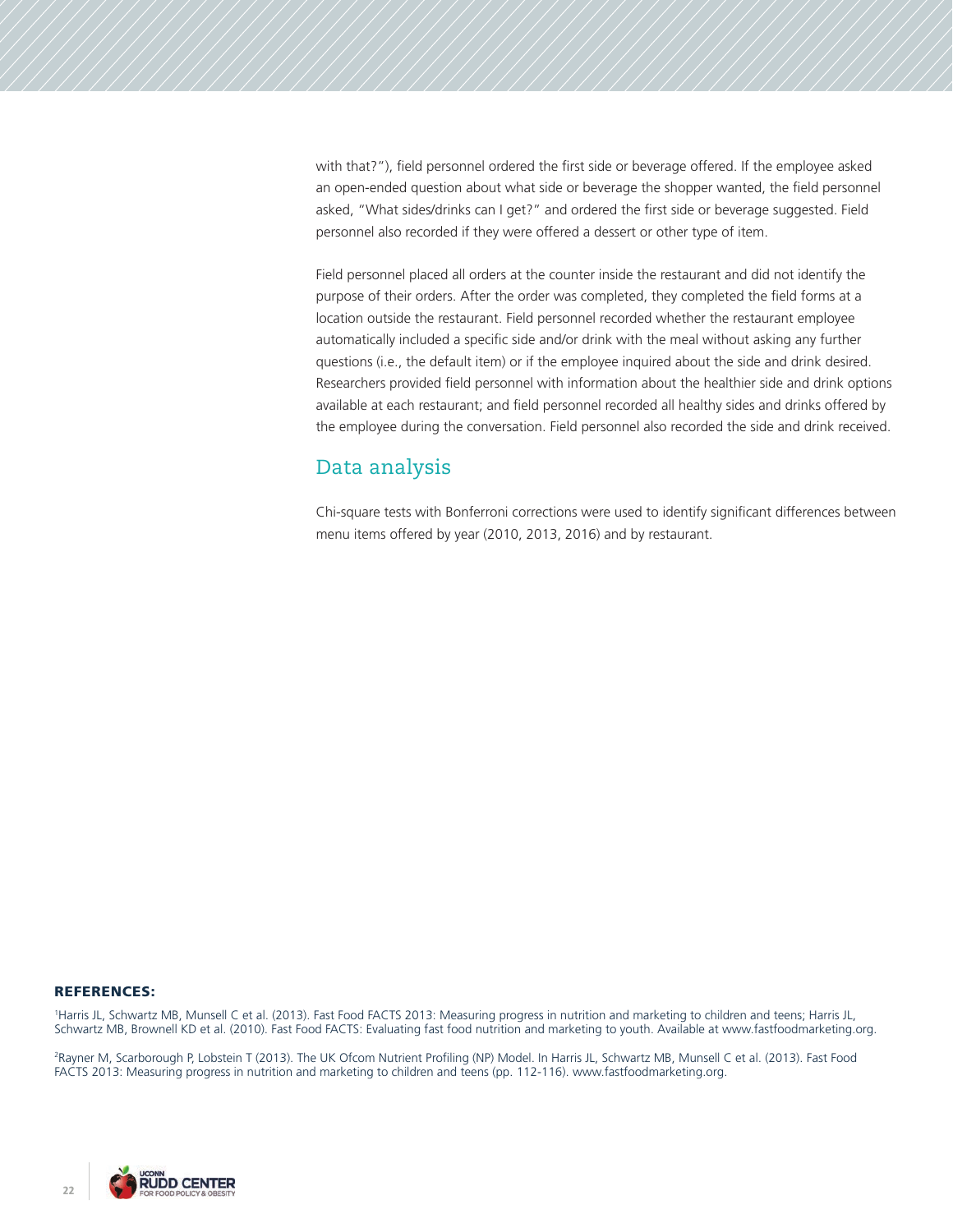with that?"), field personnel ordered the first side or beverage offered. If the employee asked an open-ended question about what side or beverage the shopper wanted, the field personnel asked, "What sides/drinks can I get?" and ordered the first side or beverage suggested. Field personnel also recorded if they were offered a dessert or other type of item.

Field personnel placed all orders at the counter inside the restaurant and did not identify the purpose of their orders. After the order was completed, they completed the field forms at a location outside the restaurant. Field personnel recorded whether the restaurant employee automatically included a specific side and/or drink with the meal without asking any further questions (i.e., the default item) or if the employee inquired about the side and drink desired. Researchers provided field personnel with information about the healthier side and drink options available at each restaurant; and field personnel recorded all healthy sides and drinks offered by the employee during the conversation. Field personnel also recorded the side and drink received.

## Data analysis

Chi-square tests with Bonferroni corrections were used to identify significant differences between menu items offered by year (2010, 2013, 2016) and by restaurant.

**REFERENCES:**

[1]Harris JL, Schwartz MB, Munsell C et al. (2013). Fast Food FACTS 2013: Measuring progress in nutrition and marketing to children and teens; Harris JL, Schwartz MB, Brownell KD et al. (2010). Fast Food FACTS: Evaluating fast food nutrition and marketing to youth. Available at www.fastfoodmarketing.org.

[2]Rayner M, Scarborough P, Lobstein T (2013). The UK Ofcom Nutrient Profiling (NP) Model. In Harris JL, Schwartz MB, Munsell C et al. (2013). Fast Food FACTS 2013: Measuring progress in nutrition and marketing to children and teens (pp. 112-116). www.fastfoodmarketing.org.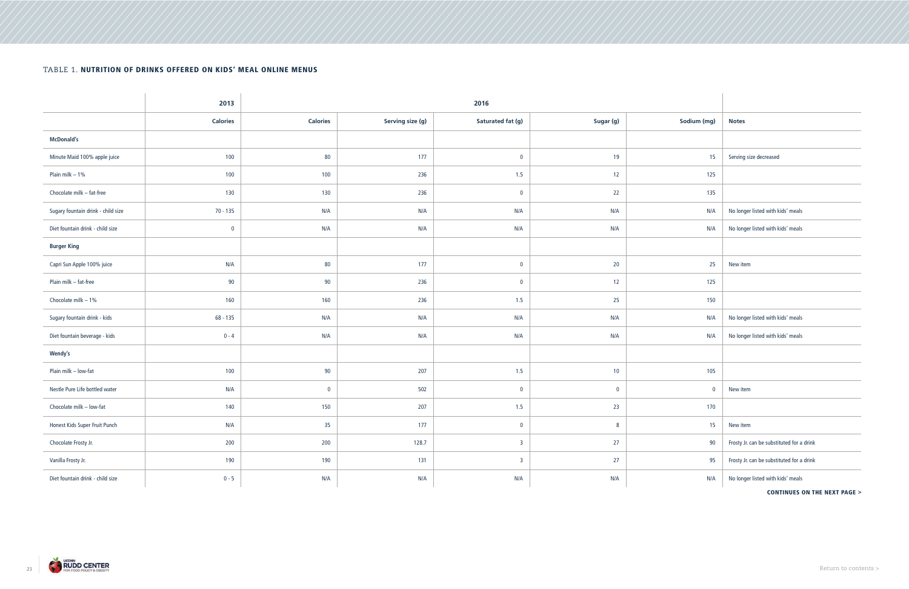### TABLE 1. **NUTRITION OF DRINKS OFFERED ON KIDS' MEAL ONLINE MENUS**

| | 2013 | 2016 | | | | | |
|---|---|---|---|---|---|---|---|
| | **Calories** | **Calories** | **Serving size (g)** | **Saturated fat (g)** | **Sugar (g)** | **Sodium (mg)** | **Notes** |
| **McDonald's** | | | | | | | |
| Minute Maid 100% apple juice | 100 | 80 | 177 | 0 | 19 | 15 | Serving size decreased |
| Plain milk – 1% | 100 | 100 | 236 | 1.5 | 12 | 125 | |
| Chocolate milk – fat-free | 130 | 130 | 236 | 0 | 22 | 135 | |
| Sugary fountain drink - child size | 70 - 135 | N/A | N/A | N/A | N/A | N/A | No longer listed with kids' meals |
| Diet fountain drink - child size | 0 | N/A | N/A | N/A | N/A | N/A | No longer listed with kids' meals |
| **Burger King** | | | | | | | |
| Capri Sun Apple 100% juice | N/A | 80 | 177 | 0 | 20 | 25 | New item |
| Plain milk – fat-free | 90 | 90 | 236 | 0 | 12 | 125 | |
| Chocolate milk – 1% | 160 | 160 | 236 | 1.5 | 25 | 150 | |
| Sugary fountain drink - kids | 68 - 135 | N/A | N/A | N/A | N/A | N/A | No longer listed with kids' meals |
| Diet fountain beverage - kids | 0 - 4 | N/A | N/A | N/A | N/A | N/A | No longer listed with kids' meals |
| **Wendy's** | | | | | | | |
| Plain milk – low-fat | 100 | 90 | 207 | 1.5 | 10 | 105 | |
| Nestle Pure Life bottled water | N/A | 0 | 502 | 0 | 0 | 0 | New item |
| Chocolate milk – low-fat | 140 | 150 | 207 | 1.5 | 23 | 170 | |
| Honest Kids Super Fruit Punch | N/A | 35 | 177 | 0 | 8 | 15 | New item |
| Chocolate Frosty Jr. | 200 | 200 | 128.7 | 3 | 27 | 90 | Frosty Jr. can be substituted for a drink |
| Vanilla Frosty Jr. | 190 | 190 | 131 | 3 | 27 | 95 | Frosty Jr. can be substituted for a drink |
| Diet fountain drink - child size | 0 - 5 | N/A | N/A | N/A | N/A | N/A | No longer listed with kids' meals |

**CONTINUES ON THE NEXT PAGE >**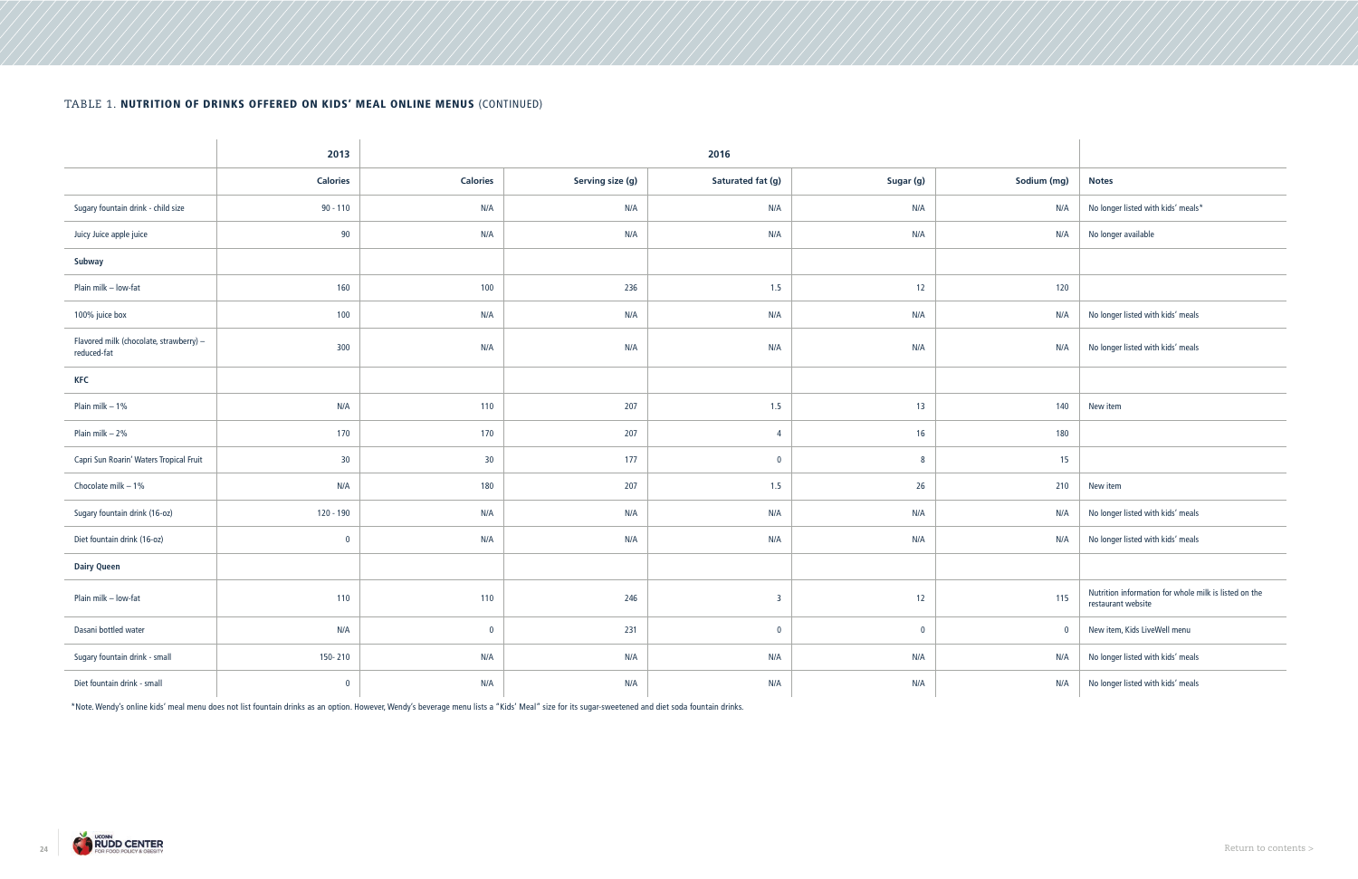TABLE 1. **NUTRITION OF DRINKS OFFERED ON KIDS' MEAL ONLINE MENUS** (CONTINUED)

| | 2013 | 2016 | | | | | |
|---|---|---|---|---|---|---|---|
| | **Calories** | **Calories** | **Serving size (g)** | **Saturated fat (g)** | **Sugar (g)** | **Sodium (mg)** | **Notes** |
| Sugary fountain drink - child size | 90 - 110 | N/A | N/A | N/A | N/A | N/A | No longer listed with kids' meals* |
| Juicy Juice apple juice | 90 | N/A | N/A | N/A | N/A | N/A | No longer available |
| **Subway** | | | | | | | |
| Plain milk – low-fat | 160 | 100 | 236 | 1.5 | 12 | 120 | |
| 100% juice box | 100 | N/A | N/A | N/A | N/A | N/A | No longer listed with kids' meals |
| Flavored milk (chocolate, strawberry) – reduced-fat | 300 | N/A | N/A | N/A | N/A | N/A | No longer listed with kids' meals |
| **KFC** | | | | | | | |
| Plain milk – 1% | N/A | 110 | 207 | 1.5 | 13 | 140 | New item |
| Plain milk – 2% | 170 | 170 | 207 | 4 | 16 | 180 | |
| Capri Sun Roarin' Waters Tropical Fruit | 30 | 30 | 177 | 0 | 8 | 15 | |
| Chocolate milk – 1% | N/A | 180 | 207 | 1.5 | 26 | 210 | New item |
| Sugary fountain drink (16-oz) | 120 - 190 | N/A | N/A | N/A | N/A | N/A | No longer listed with kids' meals |
| Diet fountain drink (16-oz) | 0 | N/A | N/A | N/A | N/A | N/A | No longer listed with kids' meals |
| **Dairy Queen** | | | | | | | |
| Plain milk – low-fat | 110 | 110 | 246 | 3 | 12 | 115 | Nutrition information for whole milk is listed on the restaurant website |
| Dasani bottled water | N/A | 0 | 231 | 0 | 0 | 0 | New item, Kids LiveWell menu |
| Sugary fountain drink - small | 150- 210 | N/A | N/A | N/A | N/A | N/A | No longer listed with kids' meals |
| Diet fountain drink - small | 0 | N/A | N/A | N/A | N/A | N/A | No longer listed with kids' meals |

*Note. Wendy's online kids' meal menu does not list fountain drinks as an option. However, Wendy's beverage menu lists a "Kids' Meal" size for its sugar-sweetened and diet soda fountain drinks.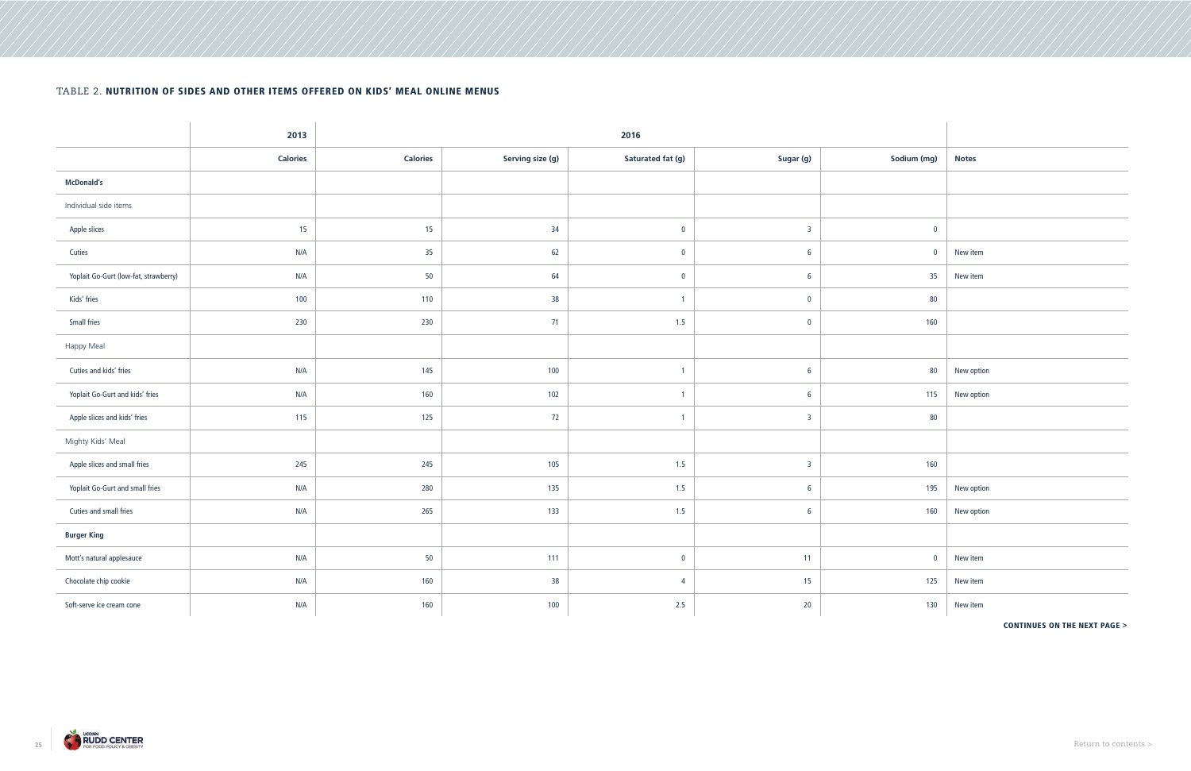### TABLE 2. **NUTRITION OF SIDES AND OTHER ITEMS OFFERED ON KIDS' MEAL ONLINE MENUS**

| | 2013 | 2016 | | | | | |
|---|---|---|---|---|---|---|---|
| | **Calories** | **Calories** | **Serving size (g)** | **Saturated fat (g)** | **Sugar (g)** | **Sodium (mg)** | **Notes** |
| **McDonald's** | | | | | | | |
| Individual side items | | | | | | | |
| Apple slices | 15 | 15 | 34 | 0 | 3 | 0 | |
| Cuties | N/A | 35 | 62 | 0 | 6 | 0 | New item |
| Yoplait Go-Gurt (low-fat, strawberry) | N/A | 50 | 64 | 0 | 6 | 35 | New item |
| Kids' fries | 100 | 110 | 38 | 1 | 0 | 80 | |
| Small fries | 230 | 230 | 71 | 1.5 | 0 | 160 | |
| Happy Meal | | | | | | | |
| Cuties and kids' fries | N/A | 145 | 100 | 1 | 6 | 80 | New option |
| Yoplait Go-Gurt and kids' fries | N/A | 160 | 102 | 1 | 6 | 115 | New option |
| Apple slices and kids' fries | 115 | 125 | 72 | 1 | 3 | 80 | |
| Mighty Kids' Meal | | | | | | | |
| Apple slices and small fries | 245 | 245 | 105 | 1.5 | 3 | 160 | |
| Yoplait Go-Gurt and small fries | N/A | 280 | 135 | 1.5 | 6 | 195 | New option |
| Cuties and small fries | N/A | 265 | 133 | 1.5 | 6 | 160 | New option |
| **Burger King** | | | | | | | |
| Mott's natural applesauce | N/A | 50 | 111 | 0 | 11 | 0 | New item |
| Chocolate chip cookie | N/A | 160 | 38 | 4 | 15 | 125 | New item |
| Soft-serve ice cream cone | N/A | 160 | 100 | 2.5 | 20 | 130 | New item |

**CONTINUES ON THE NEXT PAGE >**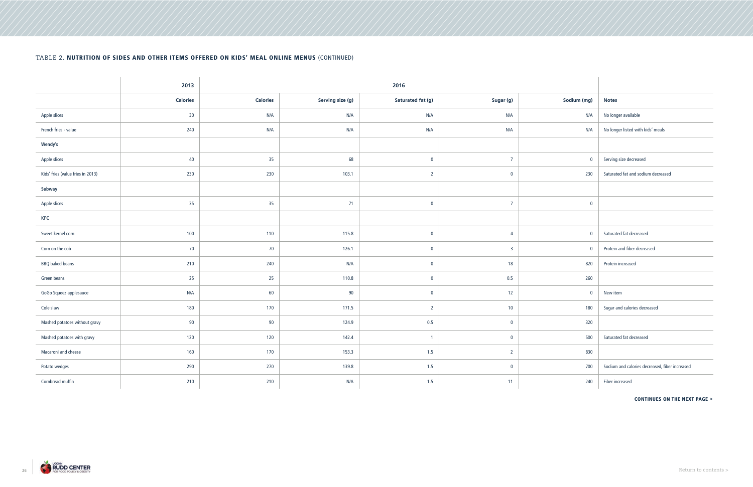TABLE 2. **NUTRITION OF SIDES AND OTHER ITEMS OFFERED ON KIDS' MEAL ONLINE MENUS** (CONTINUED)

| | 2013 | 2016 | | | | | |
|---|---|---|---|---|---|---|---|
| | **Calories** | **Calories** | **Serving size (g)** | **Saturated fat (g)** | **Sugar (g)** | **Sodium (mg)** | **Notes** |
| Apple slices | 30 | N/A | N/A | N/A | N/A | N/A | No longer available |
| French fries - value | 240 | N/A | N/A | N/A | N/A | N/A | No longer listed with kids' meals |
| **Wendy's** | | | | | | | |
| Apple slices | 40 | 35 | 68 | 0 | 7 | 0 | Serving size decreased |
| Kids' fries (value fries in 2013) | 230 | 230 | 103.1 | 2 | 0 | 230 | Saturated fat and sodium decreased |
| **Subway** | | | | | | | |
| Apple slices | 35 | 35 | 71 | 0 | 7 | 0 | |
| **KFC** | | | | | | | |
| Sweet kernel corn | 100 | 110 | 115.8 | 0 | 4 | 0 | Saturated fat decreased |
| Corn on the cob | 70 | 70 | 126.1 | 0 | 3 | 0 | Protein and fiber decreased |
| BBQ baked beans | 210 | 240 | N/A | 0 | 18 | 820 | Protein increased |
| Green beans | 25 | 25 | 110.8 | 0 | 0.5 | 260 | |
| GoGo Squeez applesauce | N/A | 60 | 90 | 0 | 12 | 0 | New item |
| Cole slaw | 180 | 170 | 171.5 | 2 | 10 | 180 | Sugar and calories decreased |
| Mashed potatoes without gravy | 90 | 90 | 124.9 | 0.5 | 0 | 320 | |
| Mashed potatoes with gravy | 120 | 120 | 142.4 | 1 | 0 | 500 | Saturated fat decreased |
| Macaroni and cheese | 160 | 170 | 153.3 | 1.5 | 2 | 830 | |
| Potato wedges | 290 | 270 | 139.8 | 1.5 | 0 | 700 | Sodium and calories decreased, fiber increased |
| Cornbread muffin | 210 | 210 | N/A | 1.5 | 11 | 240 | Fiber increased |

**CONTINUES ON THE NEXT PAGE >**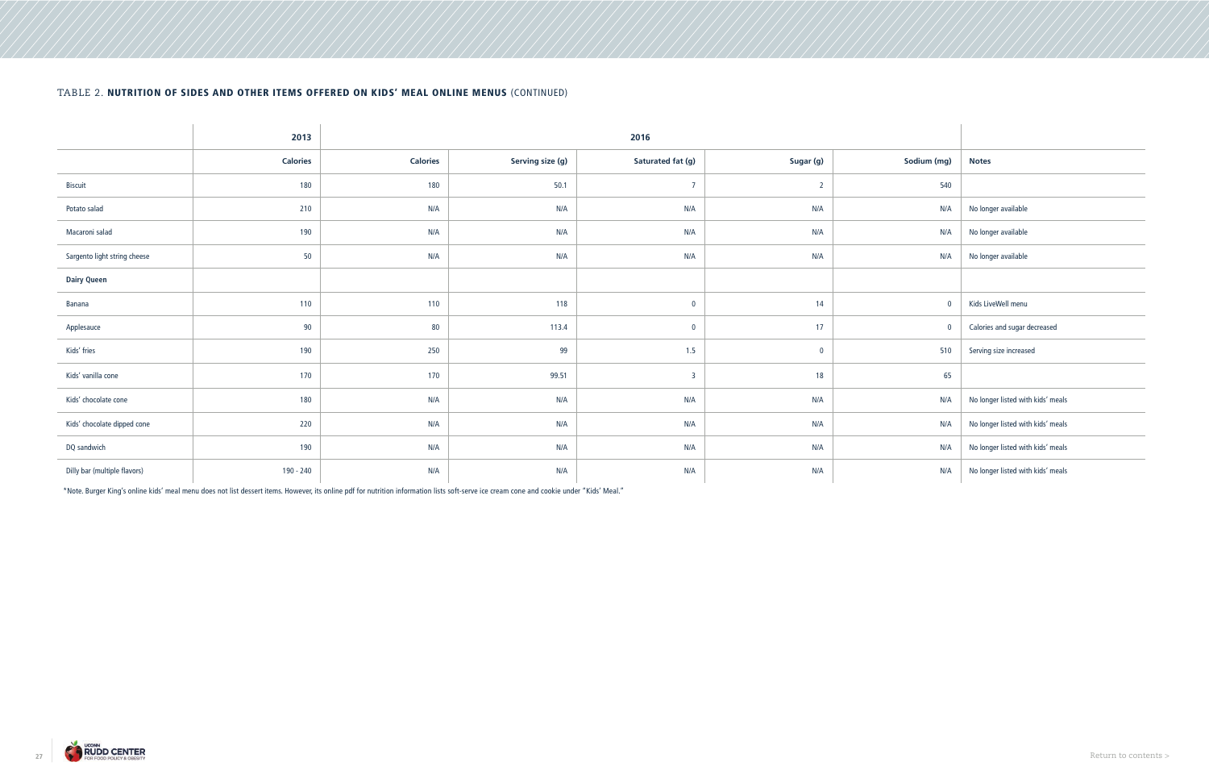TABLE 2. **NUTRITION OF SIDES AND OTHER ITEMS OFFERED ON KIDS' MEAL ONLINE MENUS** (CONTINUED)

| | 2013 | 2016 | | | | | |
|---|---|---|---|---|---|---|---|
| | **Calories** | **Calories** | **Serving size (g)** | **Saturated fat (g)** | **Sugar (g)** | **Sodium (mg)** | **Notes** |
| Biscuit | 180 | 180 | 50.1 | 7 | 2 | 540 | |
| Potato salad | 210 | N/A | N/A | N/A | N/A | N/A | No longer available |
| Macaroni salad | 190 | N/A | N/A | N/A | N/A | N/A | No longer available |
| Sargento light string cheese | 50 | N/A | N/A | N/A | N/A | N/A | No longer available |
| **Dairy Queen** | | | | | | | |
| Banana | 110 | 110 | 118 | 0 | 14 | 0 | Kids LiveWell menu |
| Applesauce | 90 | 80 | 113.4 | 0 | 17 | 0 | Calories and sugar decreased |
| Kids' fries | 190 | 250 | 99 | 1.5 | 0 | 510 | Serving size increased |
| Kids' vanilla cone | 170 | 170 | 99.51 | 3 | 18 | 65 | |
| Kids' chocolate cone | 180 | N/A | N/A | N/A | N/A | N/A | No longer listed with kids' meals |
| Kids' chocolate dipped cone | 220 | N/A | N/A | N/A | N/A | N/A | No longer listed with kids' meals |
| DQ sandwich | 190 | N/A | N/A | N/A | N/A | N/A | No longer listed with kids' meals |
| Dilly bar (multiple flavors) | 190 - 240 | N/A | N/A | N/A | N/A | N/A | No longer listed with kids' meals |

*Note. Burger King's online kids' meal menu does not list dessert items. However, its online pdf for nutrition information lists soft-serve ice cream cone and cookie under "Kids' Meal."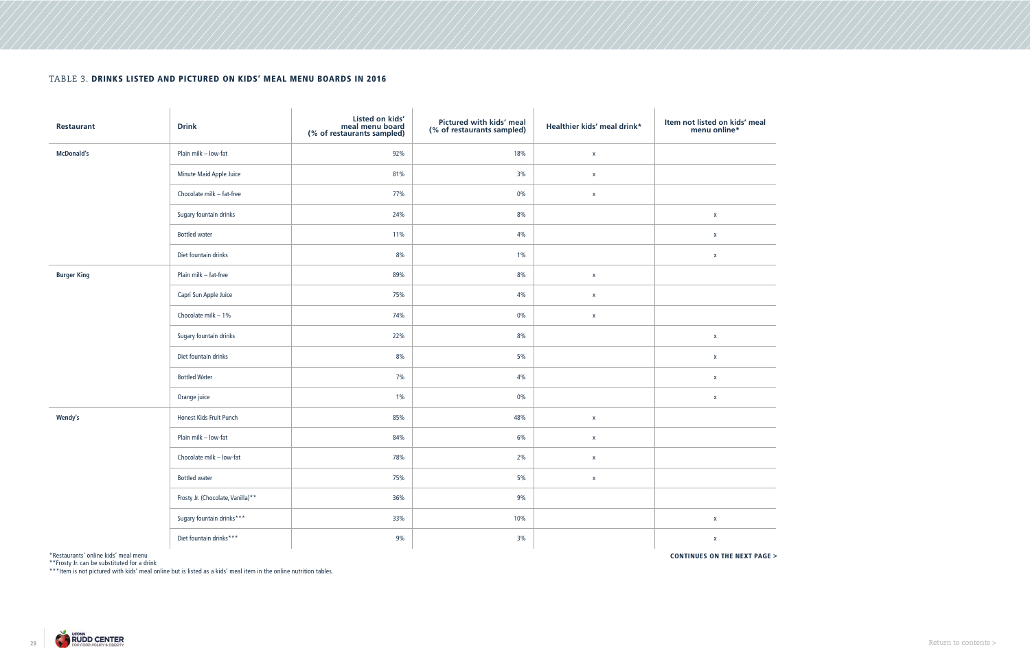TABLE 3. **DRINKS LISTED AND PICTURED ON KIDS' MEAL MENU BOARDS IN 2016**

| Restaurant | Drink | Listed on kids' meal menu board (% of restaurants sampled) | Pictured with kids' meal (% of restaurants sampled) | Healthier kids' meal drink* | Item not listed on kids' meal menu online* |
|---|---|---|---|---|---|
| **McDonald's** | Plain milk – low-fat | 92% | 18% | x | |
| | Minute Maid Apple Juice | 81% | 3% | x | |
| | Chocolate milk – fat-free | 77% | 0% | x | |
| | Sugary fountain drinks | 24% | 8% | | x |
| | Bottled water | 11% | 4% | | x |
| | Diet fountain drinks | 8% | 1% | | x |
| **Burger King** | Plain milk – fat-free | 89% | 8% | x | |
| | Capri Sun Apple Juice | 75% | 4% | x | |
| | Chocolate milk – 1% | 74% | 0% | x | |
| | Sugary fountain drinks | 22% | 8% | | x |
| | Diet fountain drinks | 8% | 5% | | x |
| | Bottled Water | 7% | 4% | | x |
| | Orange juice | 1% | 0% | | x |
| **Wendy's** | Honest Kids Fruit Punch | 85% | 48% | x | |
| | Plain milk – low-fat | 84% | 6% | x | |
| | Chocolate milk – low-fat | 78% | 2% | x | |
| | Bottled water | 75% | 5% | x | |
| | Frosty Jr. (Chocolate, Vanilla)** | 36% | 9% | | |
| | Sugary fountain drinks*** | 33% | 10% | | x |
| | Diet fountain drinks*** | 9% | 3% | | x |

*Restaurants' online kids' meal menu
**Frosty Jr. can be substituted for a drink
***Item is not pictured with kids' meal online but is listed as a kids' meal item in the online nutrition tables.

**CONTINUES ON THE NEXT PAGE >**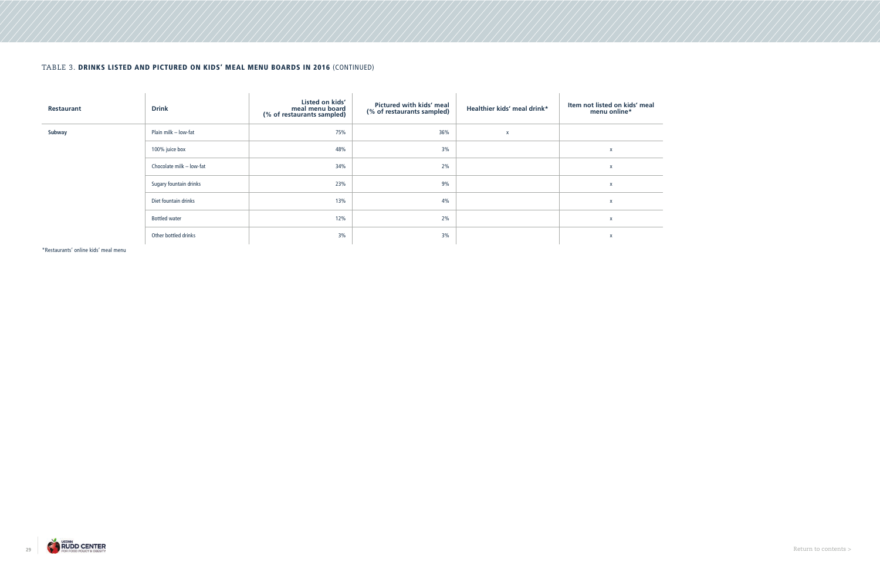TABLE 3. **DRINKS LISTED AND PICTURED ON KIDS' MEAL MENU BOARDS IN 2016** (CONTINUED)

| Restaurant | Drink | Listed on kids' meal menu board (% of restaurants sampled) | Pictured with kids' meal (% of restaurants sampled) | Healthier kids' meal drink* | Item not listed on kids' meal menu online* |
|---|---|---|---|---|---|
| **Subway** | Plain milk – low-fat | 75% | 36% | x | |
| | 100% juice box | 48% | 3% | | x |
| | Chocolate milk – low-fat | 34% | 2% | | x |
| | Sugary fountain drinks | 23% | 9% | | x |
| | Diet fountain drinks | 13% | 4% | | x |
| | Bottled water | 12% | 2% | | x |
| | Other bottled drinks | 3% | 3% | | x |

*Restaurants' online kids' meal menu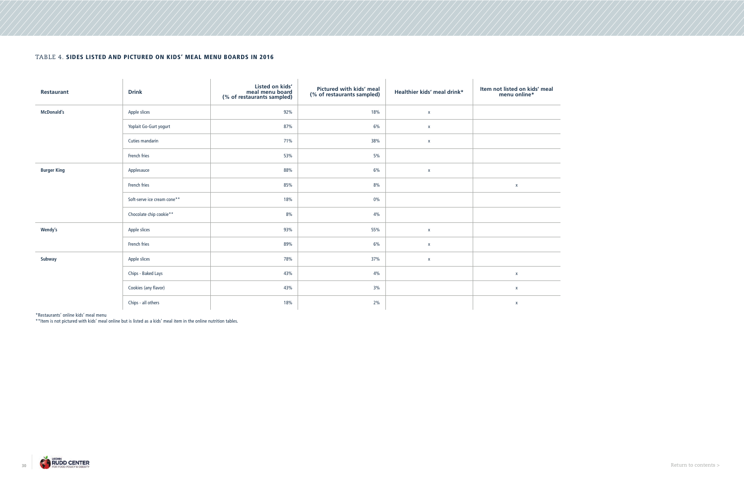TABLE 4. **SIDES LISTED AND PICTURED ON KIDS' MEAL MENU BOARDS IN 2016**

| Restaurant | Drink | Listed on kids' meal menu board (% of restaurants sampled) | Pictured with kids' meal (% of restaurants sampled) | Healthier kids' meal drink* | Item not listed on kids' meal menu online* |
|---|---|---|---|---|---|
| **McDonald's** | Apple slices | 92% | 18% | x | |
| | Yoplait Go-Gurt yogurt | 87% | 6% | x | |
| | Cuties mandarin | 71% | 38% | x | |
| | French fries | 53% | 5% | | |
| **Burger King** | Applesauce | 88% | 6% | x | |
| | French fries | 85% | 8% | | x |
| | Soft-serve ice cream cone** | 18% | 0% | | |
| | Chocolate chip cookie** | 8% | 4% | | |
| **Wendy's** | Apple slices | 93% | 55% | x | |
| | French fries | 89% | 6% | x | |
| **Subway** | Apple slices | 78% | 37% | x | |
| | Chips - Baked Lays | 43% | 4% | | x |
| | Cookies (any flavor) | 43% | 3% | | x |
| | Chips - all others | 18% | 2% | | x |

*Restaurants' online kids' meal menu

**Item is not pictured with kids' meal online but is listed as a kids' meal item in the online nutrition tables.